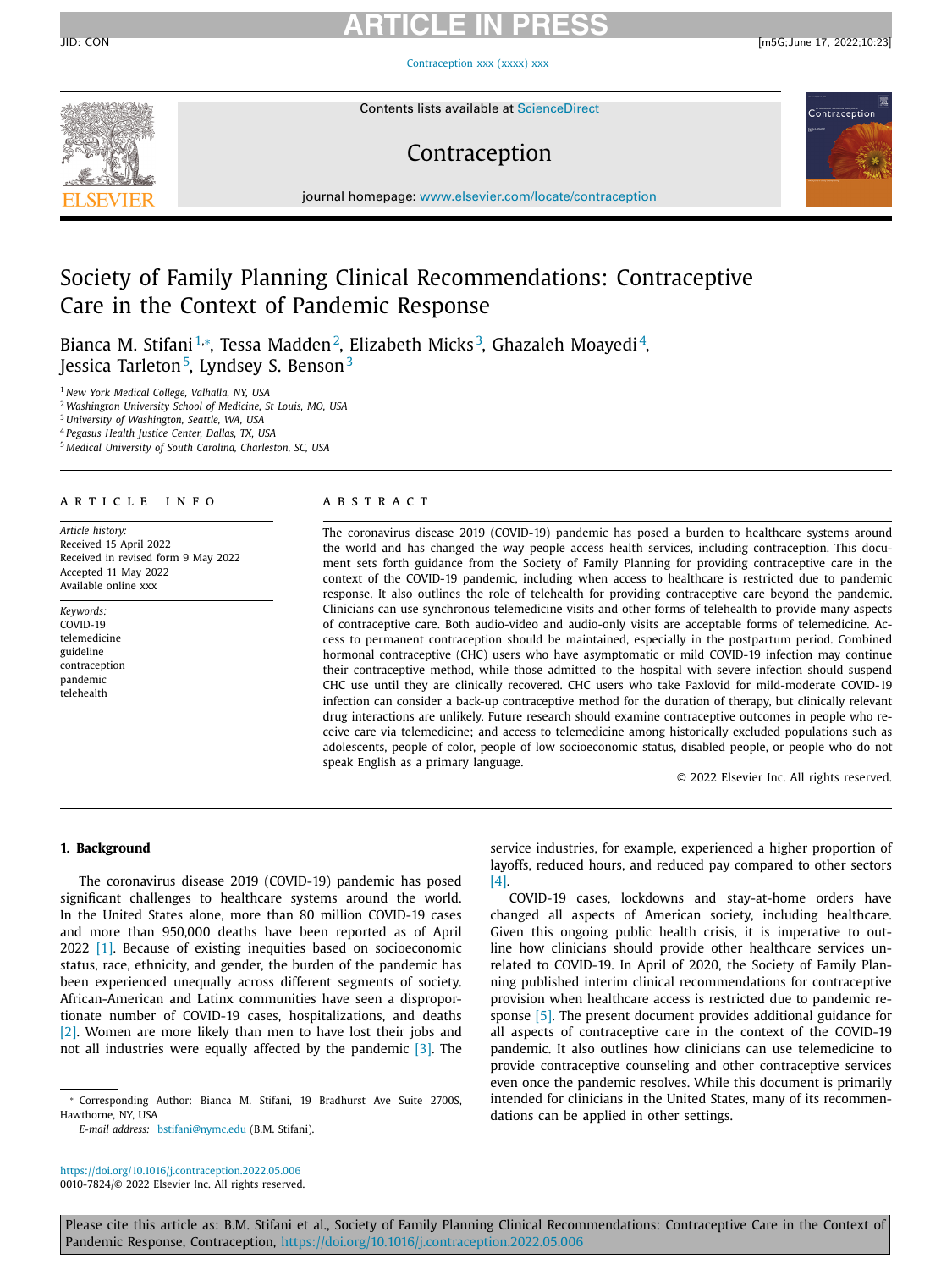# Society of Family Planning Clinical Recommendations: Contraceptive Care in the Context of Pandemic Response

Bianca M. Stifani[1,*], Tessa Madden[2], Elizabeth Micks[3], Ghazaleh Moayedi[4], Jessica Tarleton[5], Lyndsey S. Benson[3]

[1] *New York Medical College, Valhalla, NY, USA*
[2] *Washington University School of Medicine, St Louis, MO, USA*
[3] *University of Washington, Seattle, WA, USA*
[4] *Pegasus Health Justice Center, Dallas, TX, USA*
[5] *Medical University of South Carolina, Charleston, SC, USA*

## ARTICLE INFO

*Article history:*
Received 15 April 2022
Received in revised form 9 May 2022
Accepted 11 May 2022
Available online xxx

*Keywords:*
COVID-19
telemedicine
guideline
contraception
pandemic
telehealth

## ABSTRACT

The coronavirus disease 2019 (COVID-19) pandemic has posed a burden to healthcare systems around the world and has changed the way people access health services, including contraception. This document sets forth guidance from the Society of Family Planning for providing contraceptive care in the context of the COVID-19 pandemic, including when access to healthcare is restricted due to pandemic response. It also outlines the role of telehealth for providing contraceptive care beyond the pandemic. Clinicians can use synchronous telemedicine visits and other forms of telehealth to provide many aspects of contraceptive care. Both audio-video and audio-only visits are acceptable forms of telemedicine. Access to permanent contraception should be maintained, especially in the postpartum period. Combined hormonal contraceptive (CHC) users who have asymptomatic or mild COVID-19 infection may continue their contraceptive method, while those admitted to the hospital with severe infection should suspend CHC use until they are clinically recovered. CHC users who take Paxlovid for mild-moderate COVID-19 infection can consider a back-up contraceptive method for the duration of therapy, but clinically relevant drug interactions are unlikely. Future research should examine contraceptive outcomes in people who receive care via telemedicine; and access to telemedicine among historically excluded populations such as adolescents, people of color, people of low socioeconomic status, disabled people, or people who do not speak English as a primary language.

© 2022 Elsevier Inc. All rights reserved.

## 1. Background

The coronavirus disease 2019 (COVID-19) pandemic has posed significant challenges to healthcare systems around the world. In the United States alone, more than 80 million COVID-19 cases and more than 950,000 deaths have been reported as of April 2022 [1]. Because of existing inequities based on socioeconomic status, race, ethnicity, and gender, the burden of the pandemic has been experienced unequally across different segments of society. African-American and Latinx communities have seen a disproportionate number of COVID-19 cases, hospitalizations, and deaths [2]. Women are more likely than men to have lost their jobs and not all industries were equally affected by the pandemic [3]. The service industries, for example, experienced a higher proportion of layoffs, reduced hours, and reduced pay compared to other sectors [4].

COVID-19 cases, lockdowns and stay-at-home orders have changed all aspects of American society, including healthcare. Given this ongoing public health crisis, it is imperative to outline how clinicians should provide other healthcare services unrelated to COVID-19. In April of 2020, the Society of Family Planning published interim clinical recommendations for contraceptive provision when healthcare access is restricted due to pandemic response [5]. The present document provides additional guidance for all aspects of contraceptive care in the context of the COVID-19 pandemic. It also outlines how clinicians can use telemedicine to provide contraceptive counseling and other contraceptive services even once the pandemic resolves. While this document is primarily intended for clinicians in the United States, many of its recommendations can be applied in other settings.

* Corresponding Author: Bianca M. Stifani, 19 Bradhurst Ave Suite 2700S, Hawthorne, NY, USA

*E-mail address:* bstifani@nymc.edu (B.M. Stifani).

https://doi.org/10.1016/j.contraception.2022.05.006
0010-7824/© 2022 Elsevier Inc. All rights reserved.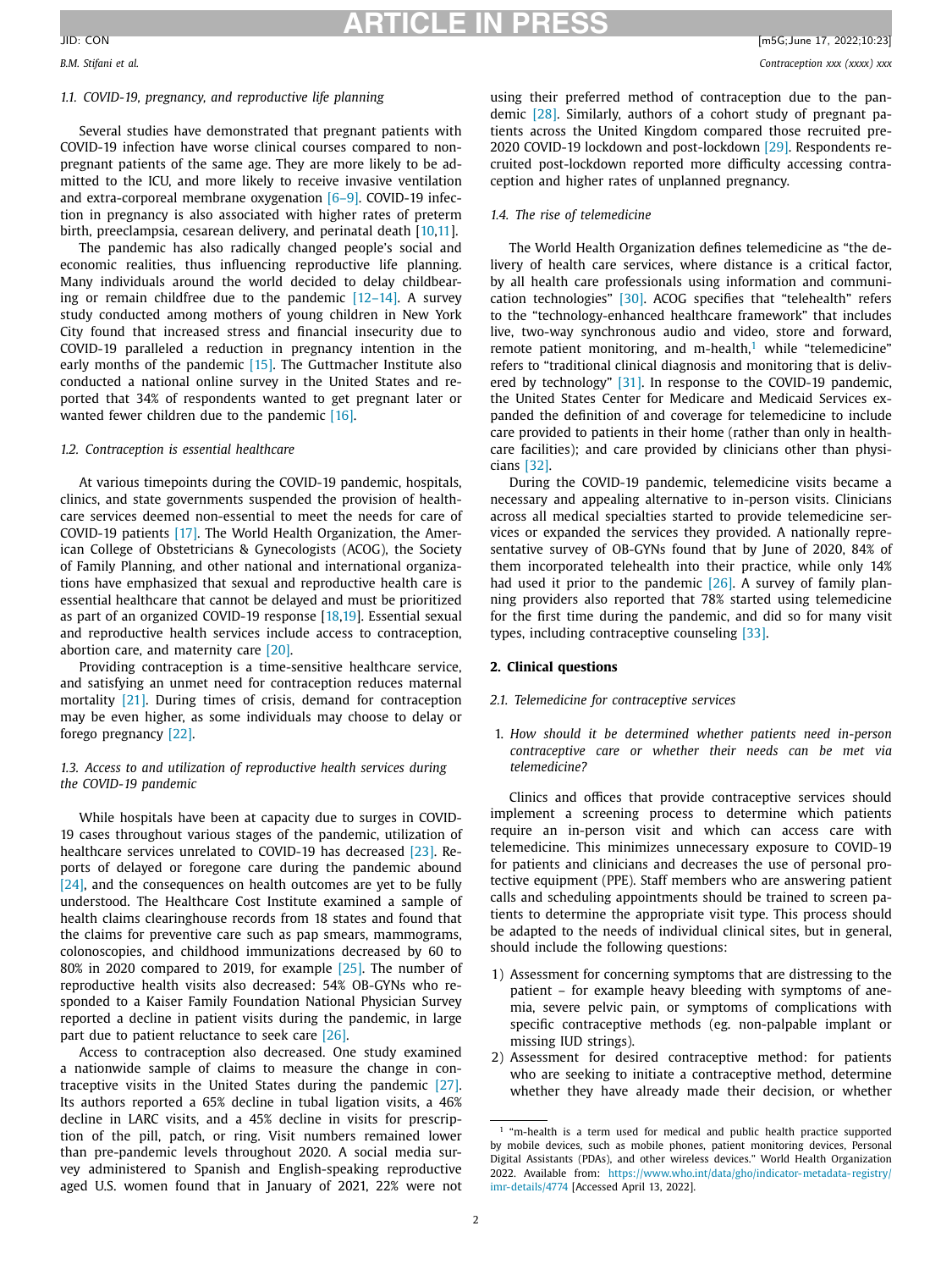### 1.1. COVID-19, pregnancy, and reproductive life planning

Several studies have demonstrated that pregnant patients with COVID-19 infection have worse clinical courses compared to non-pregnant patients of the same age. They are more likely to be admitted to the ICU, and more likely to receive invasive ventilation and extra-corporeal membrane oxygenation [6–9]. COVID-19 infection in pregnancy is also associated with higher rates of preterm birth, preeclampsia, cesarean delivery, and perinatal death [10,11].

The pandemic has also radically changed people's social and economic realities, thus influencing reproductive life planning. Many individuals around the world decided to delay childbearing or remain childfree due to the pandemic [12–14]. A survey study conducted among mothers of young children in New York City found that increased stress and financial insecurity due to COVID-19 paralleled a reduction in pregnancy intention in the early months of the pandemic [15]. The Guttmacher Institute also conducted a national online survey in the United States and reported that 34% of respondents wanted to get pregnant later or wanted fewer children due to the pandemic [16].

### 1.2. Contraception is essential healthcare

At various timepoints during the COVID-19 pandemic, hospitals, clinics, and state governments suspended the provision of healthcare services deemed non-essential to meet the needs for care of COVID-19 patients [17]. The World Health Organization, the American College of Obstetricians & Gynecologists (ACOG), the Society of Family Planning, and other national and international organizations have emphasized that sexual and reproductive health care is essential healthcare that cannot be delayed and must be prioritized as part of an organized COVID-19 response [18,19]. Essential sexual and reproductive health services include access to contraception, abortion care, and maternity care [20].

Providing contraception is a time-sensitive healthcare service, and satisfying an unmet need for contraception reduces maternal mortality [21]. During times of crisis, demand for contraception may be even higher, as some individuals may choose to delay or forego pregnancy [22].

### 1.3. Access to and utilization of reproductive health services during the COVID-19 pandemic

While hospitals have been at capacity due to surges in COVID-19 cases throughout various stages of the pandemic, utilization of healthcare services unrelated to COVID-19 has decreased [23]. Reports of delayed or foregone care during the pandemic abound [24], and the consequences on health outcomes are yet to be fully understood. The Healthcare Cost Institute examined a sample of health claims clearinghouse records from 18 states and found that the claims for preventive care such as pap smears, mammograms, colonoscopies, and childhood immunizations decreased by 60 to 80% in 2020 compared to 2019, for example [25]. The number of reproductive health visits also decreased: 54% OB-GYNs who responded to a Kaiser Family Foundation National Physician Survey reported a decline in patient visits during the pandemic, in large part due to patient reluctance to seek care [26].

Access to contraception also decreased. One study examined a nationwide sample of claims to measure the change in contraceptive visits in the United States during the pandemic [27]. Its authors reported a 65% decline in tubal ligation visits, a 46% decline in LARC visits, and a 45% decline in visits for prescription of the pill, patch, or ring. Visit numbers remained lower than pre-pandemic levels throughout 2020. A social media survey administered to Spanish and English-speaking reproductive aged U.S. women found that in January of 2021, 22% were not using their preferred method of contraception due to the pandemic [28]. Similarly, authors of a cohort study of pregnant patients across the United Kingdom compared those recruited pre-2020 COVID-19 lockdown and post-lockdown [29]. Respondents recruited post-lockdown reported more difficulty accessing contraception and higher rates of unplanned pregnancy.

### 1.4. The rise of telemedicine

The World Health Organization defines telemedicine as "the delivery of health care services, where distance is a critical factor, by all health care professionals using information and communication technologies" [30]. ACOG specifies that "telehealth" refers to the "technology-enhanced healthcare framework" that includes live, two-way synchronous audio and video, store and forward, remote patient monitoring, and m-health,[1] while "telemedicine" refers to "traditional clinical diagnosis and monitoring that is delivered by technology" [31]. In response to the COVID-19 pandemic, the United States Center for Medicare and Medicaid Services expanded the definition of and coverage for telemedicine to include care provided to patients in their home (rather than only in healthcare facilities); and care provided by clinicians other than physicians [32].

During the COVID-19 pandemic, telemedicine visits became a necessary and appealing alternative to in-person visits. Clinicians across all medical specialties started to provide telemedicine services or expanded the services they provided. A nationally representative survey of OB-GYNs found that by June of 2020, 84% of them incorporated telehealth into their practice, while only 14% had used it prior to the pandemic [26]. A survey of family planning providers also reported that 78% started using telemedicine for the first time during the pandemic, and did so for many visit types, including contraceptive counseling [33].

## 2. Clinical questions

### 2.1. Telemedicine for contraceptive services

1. *How should it be determined whether patients need in-person contraceptive care or whether their needs can be met via telemedicine?*

Clinics and offices that provide contraceptive services should implement a screening process to determine which patients require an in-person visit and which can access care with telemedicine. This minimizes unnecessary exposure to COVID-19 for patients and clinicians and decreases the use of personal protective equipment (PPE). Staff members who are answering patient calls and scheduling appointments should be trained to screen patients to determine the appropriate visit type. This process should be adapted to the needs of individual clinical sites, but in general, should include the following questions:

1) Assessment for concerning symptoms that are distressing to the patient – for example heavy bleeding with symptoms of anemia, severe pelvic pain, or symptoms of complications with specific contraceptive methods (eg. non-palpable implant or missing IUD strings).
2) Assessment for desired contraceptive method: for patients who are seeking to initiate a contraceptive method, determine whether they have already made their decision, or whether

[1] "m-health is a term used for medical and public health practice supported by mobile devices, such as mobile phones, patient monitoring devices, Personal Digital Assistants (PDAs), and other wireless devices." World Health Organization 2022. Available from: https://www.who.int/data/gho/indicator-metadata-registry/imr-details/4774 [Accessed April 13, 2022].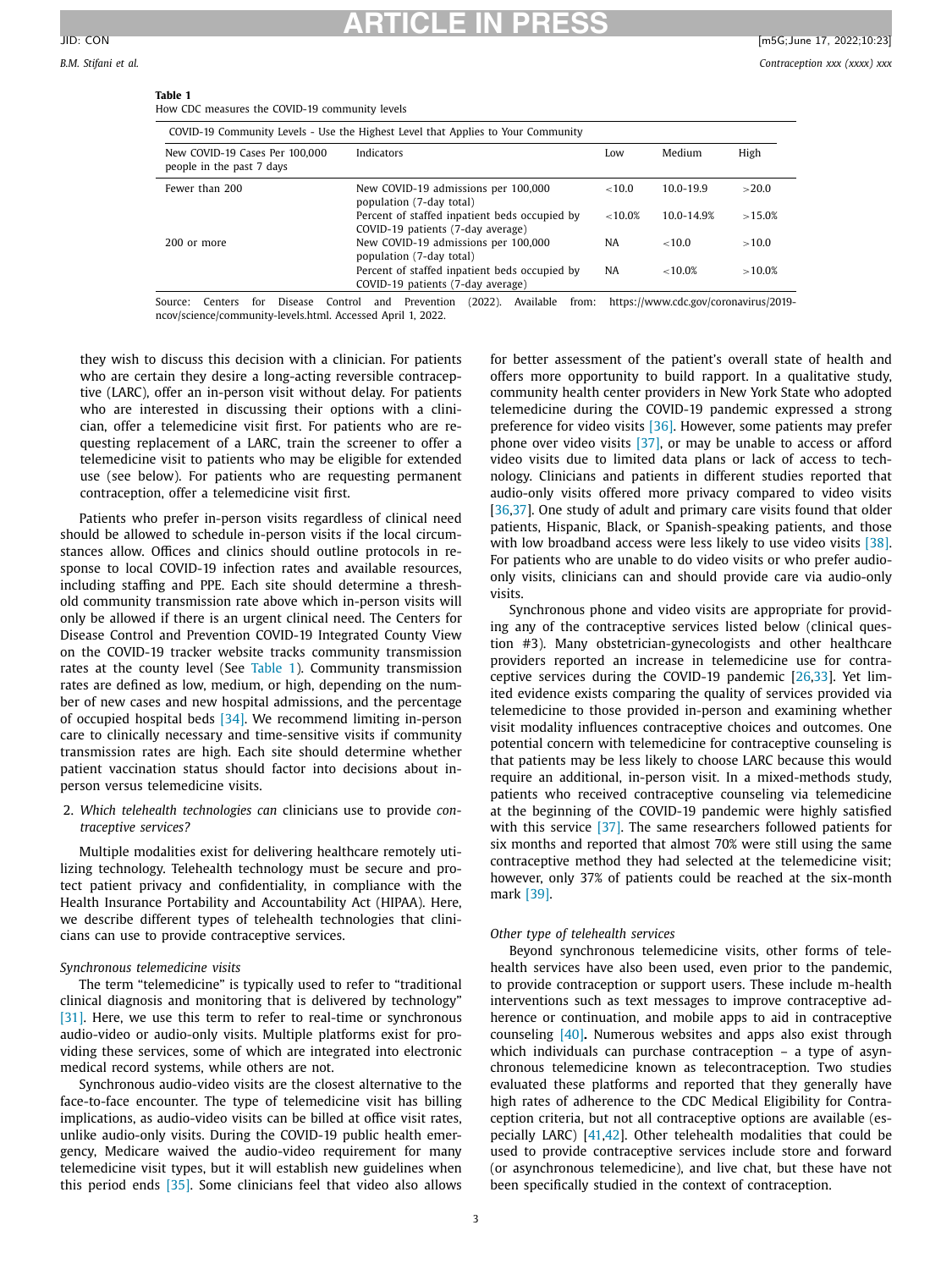**Table 1**
How CDC measures the COVID-19 community levels

| COVID-19 Community Levels - Use the Highest Level that Applies to Your Community | | | | |
|---|---|---|---|---|
| New COVID-19 Cases Per 100,000 people in the past 7 days | Indicators | Low | Medium | High |
| Fewer than 200 | New COVID-19 admissions per 100,000 population (7-day total) | <10.0 | 10.0-19.9 | >20.0 |
| | Percent of staffed inpatient beds occupied by COVID-19 patients (7-day average) | <10.0% | 10.0-14.9% | >15.0% |
| 200 or more | New COVID-19 admissions per 100,000 population (7-day total) | NA | <10.0 | >10.0 |
| | Percent of staffed inpatient beds occupied by COVID-19 patients (7-day average) | NA | <10.0% | >10.0% |

Source: Centers for Disease Control and Prevention (2022). Available from: https://www.cdc.gov/coronavirus/2019-ncov/science/community-levels.html. Accessed April 1, 2022.

they wish to discuss this decision with a clinician. For patients who are certain they desire a long-acting reversible contraceptive (LARC), offer an in-person visit without delay. For patients who are interested in discussing their options with a clinician, offer a telemedicine visit first. For patients who are requesting replacement of a LARC, train the screener to offer a telemedicine visit to patients who may be eligible for extended use (see below). For patients who are requesting permanent contraception, offer a telemedicine visit first.

Patients who prefer in-person visits regardless of clinical need should be allowed to schedule in-person visits if the local circumstances allow. Offices and clinics should outline protocols in response to local COVID-19 infection rates and available resources, including staffing and PPE. Each site should determine a threshold community transmission rate above which in-person visits will only be allowed if there is an urgent clinical need. The Centers for Disease Control and Prevention COVID-19 Integrated County View on the COVID-19 tracker website tracks community transmission rates at the county level (See Table 1). Community transmission rates are defined as low, medium, or high, depending on the number of new cases and new hospital admissions, and the percentage of occupied hospital beds [34]. We recommend limiting in-person care to clinically necessary and time-sensitive visits if community transmission rates are high. Each site should determine whether patient vaccination status should factor into decisions about in-person versus telemedicine visits.

2. *Which telehealth technologies can* clinicians use to provide *contraceptive services?*

Multiple modalities exist for delivering healthcare remotely utilizing technology. Telehealth technology must be secure and protect patient privacy and confidentiality, in compliance with the Health Insurance Portability and Accountability Act (HIPAA). Here, we describe different types of telehealth technologies that clinicians can use to provide contraceptive services.

*Synchronous telemedicine visits*

The term “telemedicine” is typically used to refer to “traditional clinical diagnosis and monitoring that is delivered by technology” [31]. Here, we use this term to refer to real-time or synchronous audio-video or audio-only visits. Multiple platforms exist for providing these services, some of which are integrated into electronic medical record systems, while others are not.

Synchronous audio-video visits are the closest alternative to the face-to-face encounter. The type of telemedicine visit has billing implications, as audio-video visits can be billed at office visit rates, unlike audio-only visits. During the COVID-19 public health emergency, Medicare waived the audio-video requirement for many telemedicine visit types, but it will establish new guidelines when this period ends [35]. Some clinicians feel that video also allows for better assessment of the patient’s overall state of health and offers more opportunity to build rapport. In a qualitative study, community health center providers in New York State who adopted telemedicine during the COVID-19 pandemic expressed a strong preference for video visits [36]. However, some patients may prefer phone over video visits [37], or may be unable to access or afford video visits due to limited data plans or lack of access to technology. Clinicians and patients in different studies reported that audio-only visits offered more privacy compared to video visits [36,37]. One study of adult and primary care visits found that older patients, Hispanic, Black, or Spanish-speaking patients, and those with low broadband access were less likely to use video visits [38]. For patients who are unable to do video visits or who prefer audio-only visits, clinicians can and should provide care via audio-only visits.

Synchronous phone and video visits are appropriate for providing any of the contraceptive services listed below (clinical question #3). Many obstetrician-gynecologists and other healthcare providers reported an increase in telemedicine use for contraceptive services during the COVID-19 pandemic [26,33]. Yet limited evidence exists comparing the quality of services provided via telemedicine to those provided in-person and examining whether visit modality influences contraceptive choices and outcomes. One potential concern with telemedicine for contraceptive counseling is that patients may be less likely to choose LARC because this would require an additional, in-person visit. In a mixed-methods study, patients who received contraceptive counseling via telemedicine at the beginning of the COVID-19 pandemic were highly satisfied with this service [37]. The same researchers followed patients for six months and reported that almost 70% were still using the same contraceptive method they had selected at the telemedicine visit; however, only 37% of patients could be reached at the six-month mark [39].

*Other type of telehealth services*

Beyond synchronous telemedicine visits, other forms of telehealth services have also been used, even prior to the pandemic, to provide contraception or support users. These include m-health interventions such as text messages to improve contraceptive adherence or continuation, and mobile apps to aid in contraceptive counseling [40]**.** Numerous websites and apps also exist through which individuals can purchase contraception – a type of asynchronous telemedicine known as telecontraception. Two studies evaluated these platforms and reported that they generally have high rates of adherence to the CDC Medical Eligibility for Contraception criteria, but not all contraceptive options are available (especially LARC) [41,42]. Other telehealth modalities that could be used to provide contraceptive services include store and forward (or asynchronous telemedicine), and live chat, but these have not been specifically studied in the context of contraception.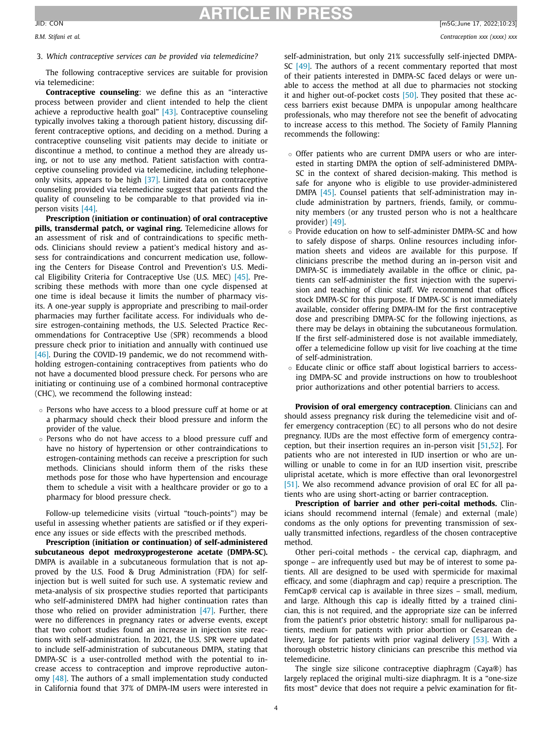3. *Which contraceptive services can be provided via telemedicine?*

The following contraceptive services are suitable for provision via telemedicine:

**Contraceptive counseling**: we define this as an "interactive process between provider and client intended to help the client achieve a reproductive health goal" [43]. Contraceptive counseling typically involves taking a thorough patient history, discussing different contraceptive options, and deciding on a method. During a contraceptive counseling visit patients may decide to initiate or discontinue a method, to continue a method they are already using, or not to use any method. Patient satisfaction with contraceptive counseling provided via telemedicine, including telephone-only visits, appears to be high [37]. Limited data on contraceptive counseling provided via telemedicine suggest that patients find the quality of counseling to be comparable to that provided via in-person visits [44].

**Prescription (initiation or continuation) of oral contraceptive pills, transdermal patch, or vaginal ring.** Telemedicine allows for an assessment of risk and of contraindications to specific methods. Clinicians should review a patient's medical history and assess for contraindications and concurrent medication use, following the Centers for Disease Control and Prevention's U.S. Medical Eligibility Criteria for Contraceptive Use (U.S. MEC) [45]. Prescribing these methods with more than one cycle dispensed at one time is ideal because it limits the number of pharmacy visits. A one-year supply is appropriate and prescribing to mail-order pharmacies may further facilitate access. For individuals who desire estrogen-containing methods, the U.S. Selected Practice Recommendations for Contraceptive Use (SPR) recommends a blood pressure check prior to initiation and annually with continued use [46]. During the COVID-19 pandemic, we do not recommend withholding estrogen-containing contraceptives from patients who do not have a documented blood pressure check. For persons who are initiating or continuing use of a combined hormonal contraceptive (CHC), we recommend the following instead:

- Persons who have access to a blood pressure cuff at home or at a pharmacy should check their blood pressure and inform the provider of the value.
- Persons who do not have access to a blood pressure cuff and have no history of hypertension or other contraindications to estrogen-containing methods can receive a prescription for such methods. Clinicians should inform them of the risks these methods pose for those who have hypertension and encourage them to schedule a visit with a healthcare provider or go to a pharmacy for blood pressure check.

Follow-up telemedicine visits (virtual "touch-points") may be useful in assessing whether patients are satisfied or if they experience any issues or side effects with the prescribed methods.

**Prescription (initiation or continuation) of self-administered subcutaneous depot medroxyprogesterone acetate (DMPA-SC).** DMPA is available in a subcutaneous formulation that is not approved by the U.S. Food & Drug Administration (FDA) for self-injection but is well suited for such use. A systematic review and meta-analysis of six prospective studies reported that participants who self-administered DMPA had higher continuation rates than those who relied on provider administration [47]. Further, there were no differences in pregnancy rates or adverse events, except that two cohort studies found an increase in injection site reactions with self-administration. In 2021, the U.S. SPR were updated to include self-administration of subcutaneous DMPA, stating that DMPA-SC is a user-controlled method with the potential to increase access to contraception and improve reproductive autonomy [48]. The authors of a small implementation study conducted in California found that 37% of DMPA-IM users were interested in self-administration, but only 21% successfully self-injected DMPA-SC [49]. The authors of a recent commentary reported that most of their patients interested in DMPA-SC faced delays or were unable to access the method at all due to pharmacies not stocking it and higher out-of-pocket costs [50]. They posited that these access barriers exist because DMPA is unpopular among healthcare professionals, who may therefore not see the benefit of advocating to increase access to this method. The Society of Family Planning recommends the following:

- Offer patients who are current DMPA users or who are interested in starting DMPA the option of self-administered DMPA-SC in the context of shared decision-making. This method is safe for anyone who is eligible to use provider-administered DMPA [45]. Counsel patients that self-administration may include administration by partners, friends, family, or community members (or any trusted person who is not a healthcare provider) [49].
- Provide education on how to self-administer DMPA-SC and how to safely dispose of sharps. Online resources including information sheets and videos are available for this purpose. If clinicians prescribe the method during an in-person visit and DMPA-SC is immediately available in the office or clinic, patients can self-administer the first injection with the supervision and teaching of clinic staff. We recommend that offices stock DMPA-SC for this purpose. If DMPA-SC is not immediately available, consider offering DMPA-IM for the first contraceptive dose and prescribing DMPA-SC for the following injections, as there may be delays in obtaining the subcutaneous formulation. If the first self-administered dose is not available immediately, offer a telemedicine follow up visit for live coaching at the time of self-administration.
- Educate clinic or office staff about logistical barriers to accessing DMPA-SC and provide instructions on how to troubleshoot prior authorizations and other potential barriers to access.

**Provision of oral emergency contraception**. Clinicians can and should assess pregnancy risk during the telemedicine visit and offer emergency contraception (EC) to all persons who do not desire pregnancy. IUDs are the most effective form of emergency contraception, but their insertion requires an in-person visit [51,52]. For patients who are not interested in IUD insertion or who are unwilling or unable to come in for an IUD insertion visit, prescribe ulipristal acetate, which is more effective than oral levonorgestrel [51]. We also recommend advance provision of oral EC for all patients who are using short-acting or barrier contraception.

**Prescription of barrier and other peri-coital methods.** Clinicians should recommend internal (female) and external (male) condoms as the only options for preventing transmission of sexually transmitted infections, regardless of the chosen contraceptive method.

Other peri-coital methods - the cervical cap, diaphragm, and sponge – are infrequently used but may be of interest to some patients. All are designed to be used with spermicide for maximal efficacy, and some (diaphragm and cap) require a prescription. The FemCap® cervical cap is available in three sizes – small, medium, and large. Although this cap is ideally fitted by a trained clinician, this is not required, and the appropriate size can be inferred from the patient's prior obstetric history: small for nulliparous patients, medium for patients with prior abortion or Cesarean delivery, large for patients with prior vaginal delivery [53]. With a thorough obstetric history clinicians can prescribe this method via telemedicine.

The single size silicone contraceptive diaphragm (Caya®) has largely replaced the original multi-size diaphragm. It is a "one-size fits most" device that does not require a pelvic examination for fit-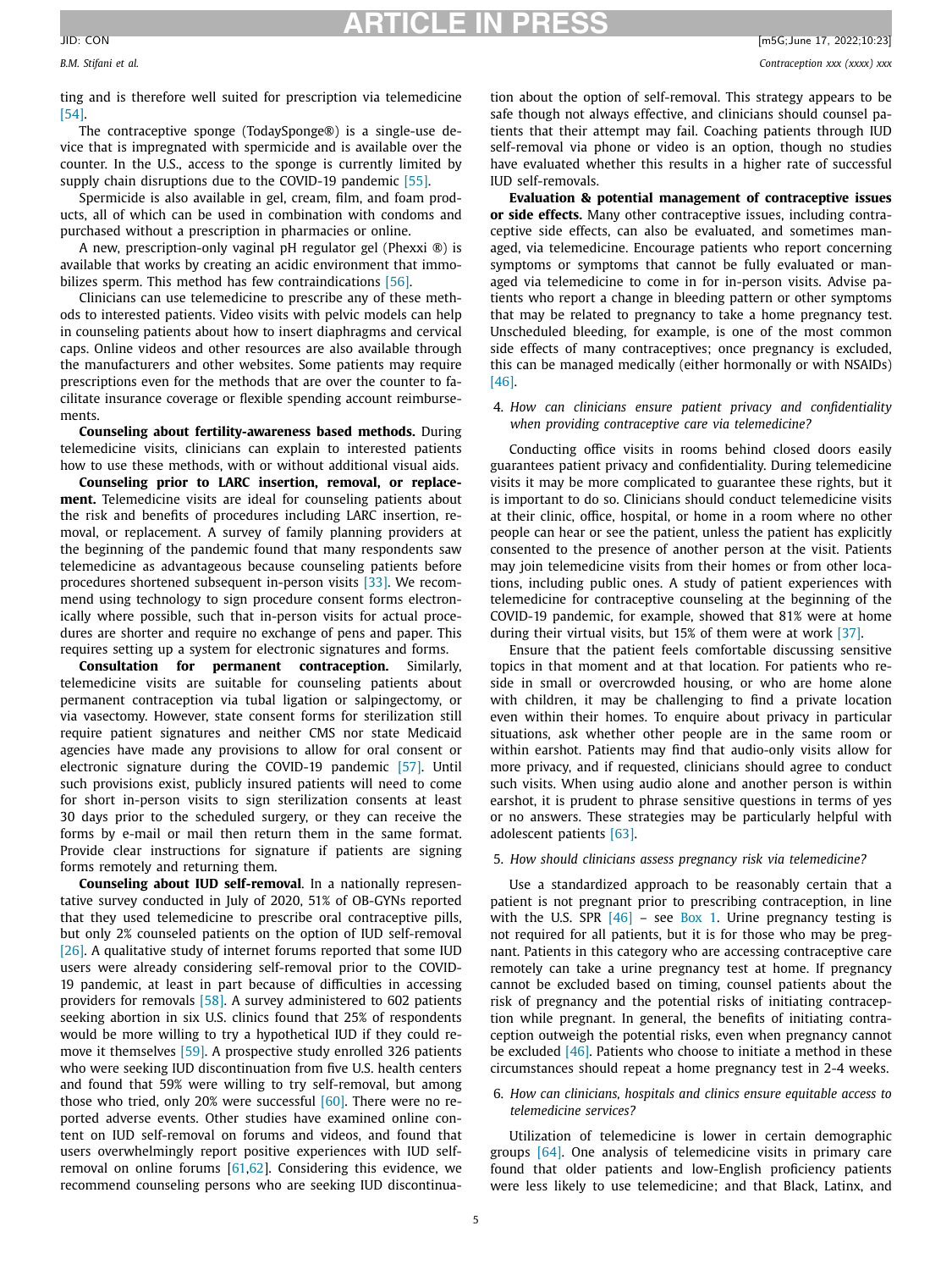ting and is therefore well suited for prescription via telemedicine [54].

The contraceptive sponge (TodaySponge®) is a single-use device that is impregnated with spermicide and is available over the counter. In the U.S., access to the sponge is currently limited by supply chain disruptions due to the COVID-19 pandemic [55].

Spermicide is also available in gel, cream, film, and foam products, all of which can be used in combination with condoms and purchased without a prescription in pharmacies or online.

A new, prescription-only vaginal pH regulator gel (Phexxi ®) is available that works by creating an acidic environment that immobilizes sperm. This method has few contraindications [56].

Clinicians can use telemedicine to prescribe any of these methods to interested patients. Video visits with pelvic models can help in counseling patients about how to insert diaphragms and cervical caps. Online videos and other resources are also available through the manufacturers and other websites. Some patients may require prescriptions even for the methods that are over the counter to facilitate insurance coverage or flexible spending account reimbursements.

**Counseling about fertility-awareness based methods.** During telemedicine visits, clinicians can explain to interested patients how to use these methods, with or without additional visual aids.

**Counseling prior to LARC insertion, removal, or replacement.** Telemedicine visits are ideal for counseling patients about the risk and benefits of procedures including LARC insertion, removal, or replacement. A survey of family planning providers at the beginning of the pandemic found that many respondents saw telemedicine as advantageous because counseling patients before procedures shortened subsequent in-person visits [33]. We recommend using technology to sign procedure consent forms electronically where possible, such that in-person visits for actual procedures are shorter and require no exchange of pens and paper. This requires setting up a system for electronic signatures and forms.

**Consultation for permanent contraception.** Similarly, telemedicine visits are suitable for counseling patients about permanent contraception via tubal ligation or salpingectomy, or via vasectomy. However, state consent forms for sterilization still require patient signatures and neither CMS nor state Medicaid agencies have made any provisions to allow for oral consent or electronic signature during the COVID-19 pandemic [57]. Until such provisions exist, publicly insured patients will need to come for short in-person visits to sign sterilization consents at least 30 days prior to the scheduled surgery, or they can receive the forms by e-mail or mail then return them in the same format. Provide clear instructions for signature if patients are signing forms remotely and returning them.

**Counseling about IUD self-removal**. In a nationally representative survey conducted in July of 2020, 51% of OB-GYNs reported that they used telemedicine to prescribe oral contraceptive pills, but only 2% counseled patients on the option of IUD self-removal [26]. A qualitative study of internet forums reported that some IUD users were already considering self-removal prior to the COVID-19 pandemic, at least in part because of difficulties in accessing providers for removals [58]. A survey administered to 602 patients seeking abortion in six U.S. clinics found that 25% of respondents would be more willing to try a hypothetical IUD if they could remove it themselves [59]. A prospective study enrolled 326 patients who were seeking IUD discontinuation from five U.S. health centers and found that 59% were willing to try self-removal, but among those who tried, only 20% were successful [60]. There were no reported adverse events. Other studies have examined online content on IUD self-removal on forums and videos, and found that users overwhelmingly report positive experiences with IUD self-removal on online forums [61,62]. Considering this evidence, we recommend counseling persons who are seeking IUD discontinuation about the option of self-removal. This strategy appears to be safe though not always effective, and clinicians should counsel patients that their attempt may fail. Coaching patients through IUD self-removal via phone or video is an option, though no studies have evaluated whether this results in a higher rate of successful IUD self-removals.

**Evaluation & potential management of contraceptive issues or side effects.** Many other contraceptive issues, including contraceptive side effects, can also be evaluated, and sometimes managed, via telemedicine. Encourage patients who report concerning symptoms or symptoms that cannot be fully evaluated or managed via telemedicine to come in for in-person visits. Advise patients who report a change in bleeding pattern or other symptoms that may be related to pregnancy to take a home pregnancy test. Unscheduled bleeding, for example, is one of the most common side effects of many contraceptives; once pregnancy is excluded, this can be managed medically (either hormonally or with NSAIDs) [46].

4. *How can clinicians ensure patient privacy and confidentiality when providing contraceptive care via telemedicine?*

Conducting office visits in rooms behind closed doors easily guarantees patient privacy and confidentiality. During telemedicine visits it may be more complicated to guarantee these rights, but it is important to do so. Clinicians should conduct telemedicine visits at their clinic, office, hospital, or home in a room where no other people can hear or see the patient, unless the patient has explicitly consented to the presence of another person at the visit. Patients may join telemedicine visits from their homes or from other locations, including public ones. A study of patient experiences with telemedicine for contraceptive counseling at the beginning of the COVID-19 pandemic, for example, showed that 81% were at home during their virtual visits, but 15% of them were at work [37].

Ensure that the patient feels comfortable discussing sensitive topics in that moment and at that location. For patients who reside in small or overcrowded housing, or who are home alone with children, it may be challenging to find a private location even within their homes. To enquire about privacy in particular situations, ask whether other people are in the same room or within earshot. Patients may find that audio-only visits allow for more privacy, and if requested, clinicians should agree to conduct such visits. When using audio alone and another person is within earshot, it is prudent to phrase sensitive questions in terms of yes or no answers. These strategies may be particularly helpful with adolescent patients [63].

5. *How should clinicians assess pregnancy risk via telemedicine?*

Use a standardized approach to be reasonably certain that a patient is not pregnant prior to prescribing contraception, in line with the U.S. SPR [46] – see Box 1. Urine pregnancy testing is not required for all patients, but it is for those who may be pregnant. Patients in this category who are accessing contraceptive care remotely can take a urine pregnancy test at home. If pregnancy cannot be excluded based on timing, counsel patients about the risk of pregnancy and the potential risks of initiating contraception while pregnant. In general, the benefits of initiating contraception outweigh the potential risks, even when pregnancy cannot be excluded [46]. Patients who choose to initiate a method in these circumstances should repeat a home pregnancy test in 2-4 weeks.

6. *How can clinicians, hospitals and clinics ensure equitable access to telemedicine services?*

Utilization of telemedicine is lower in certain demographic groups [64]. One analysis of telemedicine visits in primary care found that older patients and low-English proficiency patients were less likely to use telemedicine; and that Black, Latinx, and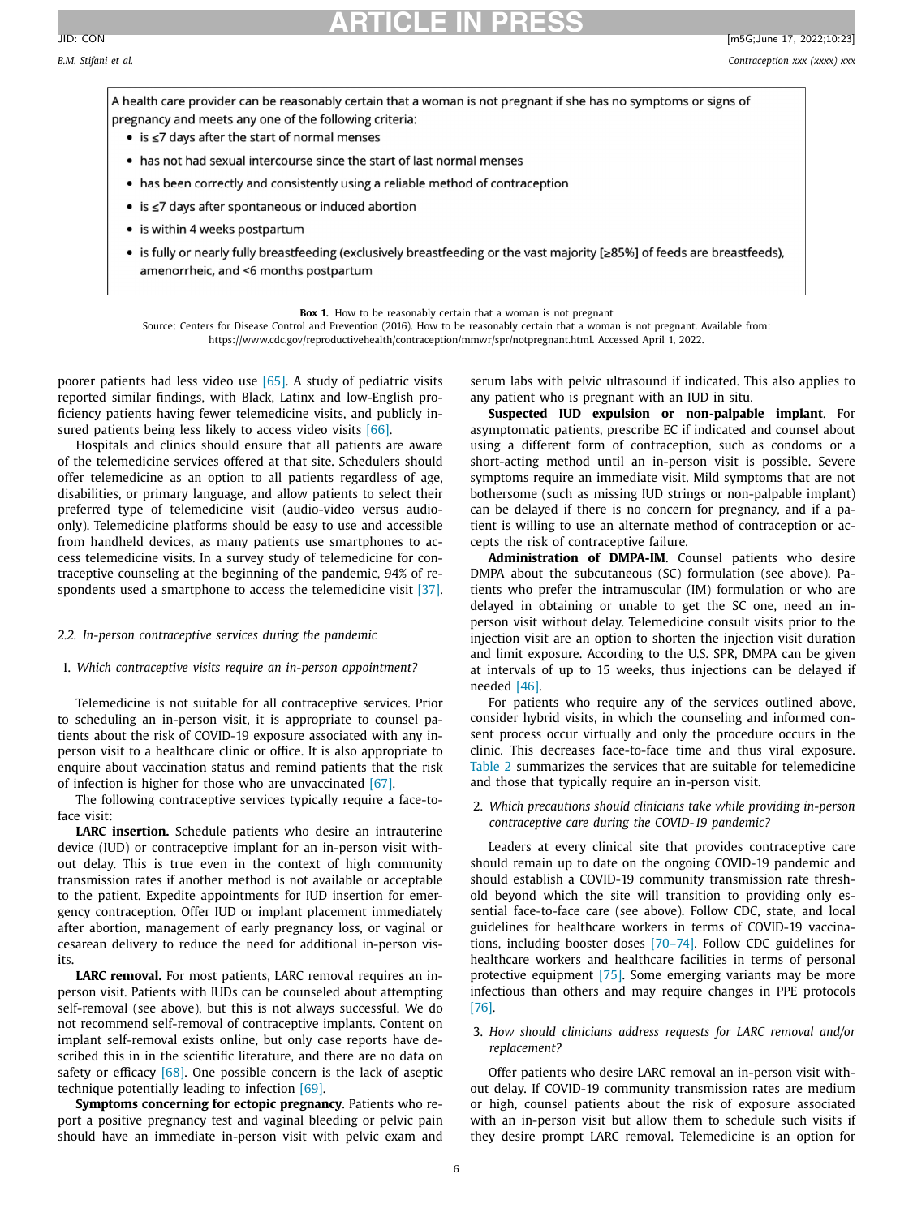A health care provider can be reasonably certain that a woman is not pregnant if she has no symptoms or signs of pregnancy and meets any one of the following criteria:

- is ≤7 days after the start of normal menses
- has not had sexual intercourse since the start of last normal menses
- has been correctly and consistently using a reliable method of contraception
- is ≤7 days after spontaneous or induced abortion
- is within 4 weeks postpartum
- is fully or nearly fully breastfeeding (exclusively breastfeeding or the vast majority [≥85%] of feeds are breastfeeds), amenorrheic, and <6 months postpartum

**Box 1.** How to be reasonably certain that a woman is not pregnant
Source: Centers for Disease Control and Prevention (2016). How to be reasonably certain that a woman is not pregnant. Available from: https://www.cdc.gov/reproductivehealth/contraception/mmwr/spr/notpregnant.html. Accessed April 1, 2022.

poorer patients had less video use [65]. A study of pediatric visits reported similar findings, with Black, Latinx and low-English proficiency patients having fewer telemedicine visits, and publicly insured patients being less likely to access video visits [66].

Hospitals and clinics should ensure that all patients are aware of the telemedicine services offered at that site. Schedulers should offer telemedicine as an option to all patients regardless of age, disabilities, or primary language, and allow patients to select their preferred type of telemedicine visit (audio-video versus audio-only). Telemedicine platforms should be easy to use and accessible from handheld devices, as many patients use smartphones to access telemedicine visits. In a survey study of telemedicine for contraceptive counseling at the beginning of the pandemic, 94% of respondents used a smartphone to access the telemedicine visit [37].

### 2.2. In-person contraceptive services during the pandemic

1. *Which contraceptive visits require an in-person appointment?*

Telemedicine is not suitable for all contraceptive services. Prior to scheduling an in-person visit, it is appropriate to counsel patients about the risk of COVID-19 exposure associated with any in-person visit to a healthcare clinic or office. It is also appropriate to enquire about vaccination status and remind patients that the risk of infection is higher for those who are unvaccinated [67].

The following contraceptive services typically require a face-to-face visit:

**LARC insertion.** Schedule patients who desire an intrauterine device (IUD) or contraceptive implant for an in-person visit without delay. This is true even in the context of high community transmission rates if another method is not available or acceptable to the patient. Expedite appointments for IUD insertion for emergency contraception. Offer IUD or implant placement immediately after abortion, management of early pregnancy loss, or vaginal or cesarean delivery to reduce the need for additional in-person visits.

**LARC removal.** For most patients, LARC removal requires an in-person visit. Patients with IUDs can be counseled about attempting self-removal (see above), but this is not always successful. We do not recommend self-removal of contraceptive implants. Content on implant self-removal exists online, but only case reports have described this in in the scientific literature, and there are no data on safety or efficacy [68]. One possible concern is the lack of aseptic technique potentially leading to infection [69].

**Symptoms concerning for ectopic pregnancy**. Patients who report a positive pregnancy test and vaginal bleeding or pelvic pain should have an immediate in-person visit with pelvic exam and serum labs with pelvic ultrasound if indicated. This also applies to any patient who is pregnant with an IUD in situ.

**Suspected IUD expulsion or non-palpable implant**. For asymptomatic patients, prescribe EC if indicated and counsel about using a different form of contraception, such as condoms or a short-acting method until an in-person visit is possible. Severe symptoms require an immediate visit. Mild symptoms that are not bothersome (such as missing IUD strings or non-palpable implant) can be delayed if there is no concern for pregnancy, and if a patient is willing to use an alternate method of contraception or accepts the risk of contraceptive failure.

**Administration of DMPA-IM**. Counsel patients who desire DMPA about the subcutaneous (SC) formulation (see above). Patients who prefer the intramuscular (IM) formulation or who are delayed in obtaining or unable to get the SC one, need an in-person visit without delay. Telemedicine consult visits prior to the injection visit are an option to shorten the injection visit duration and limit exposure. According to the U.S. SPR, DMPA can be given at intervals of up to 15 weeks, thus injections can be delayed if needed [46].

For patients who require any of the services outlined above, consider hybrid visits, in which the counseling and informed consent process occur virtually and only the procedure occurs in the clinic. This decreases face-to-face time and thus viral exposure. Table 2 summarizes the services that are suitable for telemedicine and those that typically require an in-person visit.

2. *Which precautions should clinicians take while providing in-person contraceptive care during the COVID-19 pandemic?*

Leaders at every clinical site that provides contraceptive care should remain up to date on the ongoing COVID-19 pandemic and should establish a COVID-19 community transmission rate threshold beyond which the site will transition to providing only essential face-to-face care (see above). Follow CDC, state, and local guidelines for healthcare workers in terms of COVID-19 vaccinations, including booster doses [70–74]. Follow CDC guidelines for healthcare workers and healthcare facilities in terms of personal protective equipment [75]. Some emerging variants may be more infectious than others and may require changes in PPE protocols [76].

3. *How should clinicians address requests for LARC removal and/or replacement?*

Offer patients who desire LARC removal an in-person visit without delay. If COVID-19 community transmission rates are medium or high, counsel patients about the risk of exposure associated with an in-person visit but allow them to schedule such visits if they desire prompt LARC removal. Telemedicine is an option for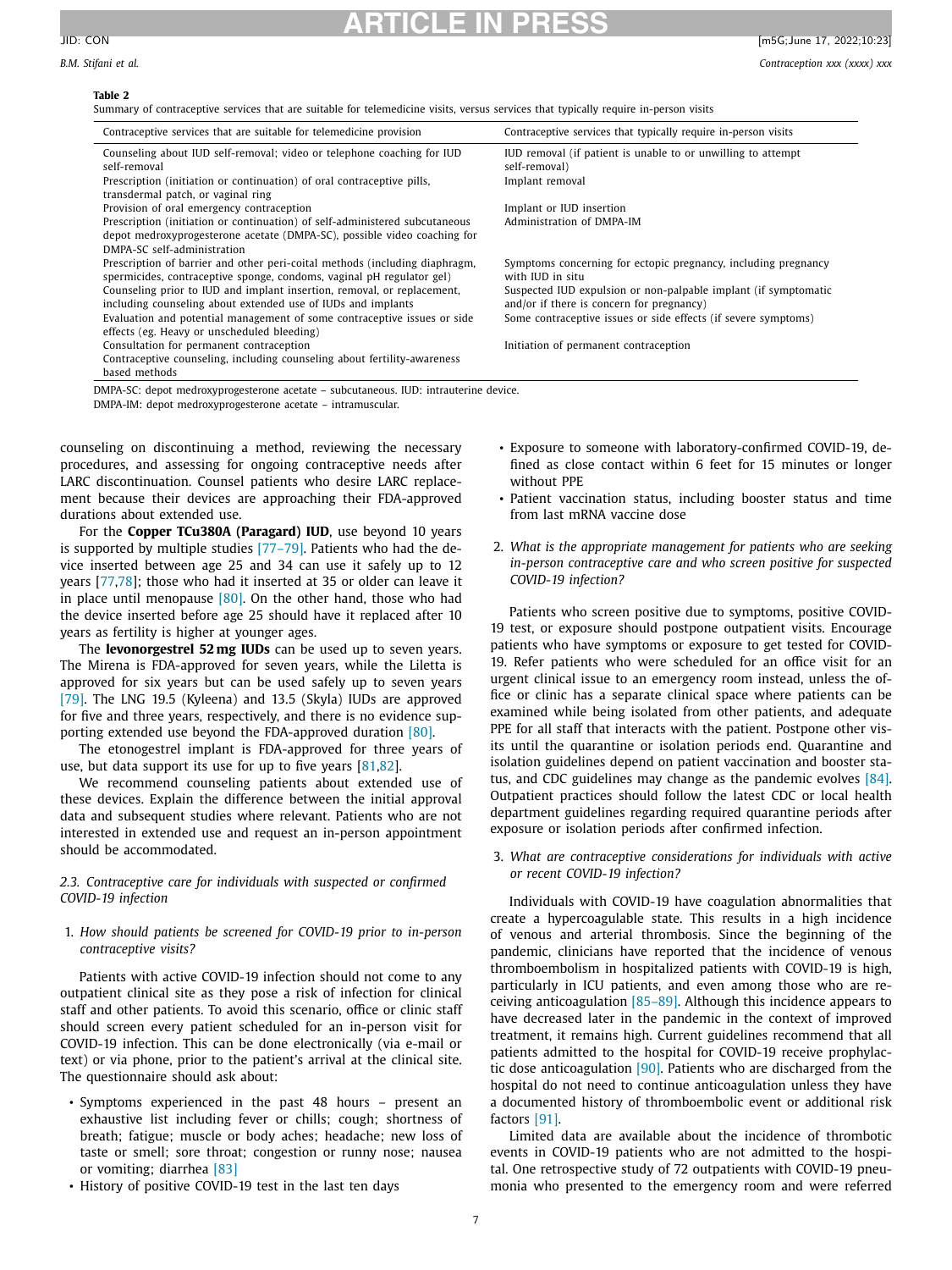**Table 2**

Summary of contraceptive services that are suitable for telemedicine visits, versus services that typically require in-person visits

| Contraceptive services that are suitable for telemedicine provision | Contraceptive services that typically require in-person visits |
|---|---|
| Counseling about IUD self-removal; video or telephone coaching for IUD self-removal | IUD removal (if patient is unable to or unwilling to attempt self-removal) |
| Prescription (initiation or continuation) of oral contraceptive pills, transdermal patch, or vaginal ring | Implant removal |
| Provision of oral emergency contraception | Implant or IUD insertion |
| Prescription (initiation or continuation) of self-administered subcutaneous depot medroxyprogesterone acetate (DMPA-SC), possible video coaching for DMPA-SC self-administration | Administration of DMPA-IM |
| Prescription of barrier and other peri-coital methods (including diaphragm, spermicides, contraceptive sponge, condoms, vaginal pH regulator gel) | Symptoms concerning for ectopic pregnancy, including pregnancy with IUD in situ |
| Counseling prior to IUD and implant insertion, removal, or replacement, including counseling about extended use of IUDs and implants | Suspected IUD expulsion or non-palpable implant (if symptomatic and/or if there is concern for pregnancy) |
| Evaluation and potential management of some contraceptive issues or side effects (eg. Heavy or unscheduled bleeding) | Some contraceptive issues or side effects (if severe symptoms) |
| Consultation for permanent contraception | Initiation of permanent contraception |
| Contraceptive counseling, including counseling about fertility-awareness based methods | |

DMPA-SC: depot medroxyprogesterone acetate – subcutaneous. IUD: intrauterine device.
DMPA-IM: depot medroxyprogesterone acetate – intramuscular.

counseling on discontinuing a method, reviewing the necessary procedures, and assessing for ongoing contraceptive needs after LARC discontinuation. Counsel patients who desire LARC replacement because their devices are approaching their FDA-approved durations about extended use.

For the **Copper TCu380A (Paragard) IUD**, use beyond 10 years is supported by multiple studies [77–79]. Patients who had the device inserted between age 25 and 34 can use it safely up to 12 years [77,78]; those who had it inserted at 35 or older can leave it in place until menopause [80]. On the other hand, those who had the device inserted before age 25 should have it replaced after 10 years as fertility is higher at younger ages.

The **levonorgestrel 52 mg IUDs** can be used up to seven years. The Mirena is FDA-approved for seven years, while the Liletta is approved for six years but can be used safely up to seven years [79]. The LNG 19.5 (Kyleena) and 13.5 (Skyla) IUDs are approved for five and three years, respectively, and there is no evidence supporting extended use beyond the FDA-approved duration [80].

The etonogestrel implant is FDA-approved for three years of use, but data support its use for up to five years [81,82].

We recommend counseling patients about extended use of these devices. Explain the difference between the initial approval data and subsequent studies where relevant. Patients who are not interested in extended use and request an in-person appointment should be accommodated.

### 2.3. Contraceptive care for individuals with suspected or confirmed COVID-19 infection

1. *How should patients be screened for COVID-19 prior to in-person contraceptive visits?*

Patients with active COVID-19 infection should not come to any outpatient clinical site as they pose a risk of infection for clinical staff and other patients. To avoid this scenario, office or clinic staff should screen every patient scheduled for an in-person visit for COVID-19 infection. This can be done electronically (via e-mail or text) or via phone, prior to the patient's arrival at the clinical site. The questionnaire should ask about:

- Symptoms experienced in the past 48 hours – present an exhaustive list including fever or chills; cough; shortness of breath; fatigue; muscle or body aches; headache; new loss of taste or smell; sore throat; congestion or runny nose; nausea or vomiting; diarrhea [83]
- History of positive COVID-19 test in the last ten days
- Exposure to someone with laboratory-confirmed COVID-19, defined as close contact within 6 feet for 15 minutes or longer without PPE
- Patient vaccination status, including booster status and time from last mRNA vaccine dose

2. *What is the appropriate management for patients who are seeking in-person contraceptive care and who screen positive for suspected COVID-19 infection?*

Patients who screen positive due to symptoms, positive COVID-19 test, or exposure should postpone outpatient visits. Encourage patients who have symptoms or exposure to get tested for COVID-19. Refer patients who were scheduled for an office visit for an urgent clinical issue to an emergency room instead, unless the office or clinic has a separate clinical space where patients can be examined while being isolated from other patients, and adequate PPE for all staff that interacts with the patient. Postpone other visits until the quarantine or isolation periods end. Quarantine and isolation guidelines depend on patient vaccination and booster status, and CDC guidelines may change as the pandemic evolves [84]. Outpatient practices should follow the latest CDC or local health department guidelines regarding required quarantine periods after exposure or isolation periods after confirmed infection.

3. *What are contraceptive considerations for individuals with active or recent COVID-19 infection?*

Individuals with COVID-19 have coagulation abnormalities that create a hypercoagulable state. This results in a high incidence of venous and arterial thrombosis. Since the beginning of the pandemic, clinicians have reported that the incidence of venous thromboembolism in hospitalized patients with COVID-19 is high, particularly in ICU patients, and even among those who are receiving anticoagulation [85–89]. Although this incidence appears to have decreased later in the pandemic in the context of improved treatment, it remains high. Current guidelines recommend that all patients admitted to the hospital for COVID-19 receive prophylactic dose anticoagulation [90]. Patients who are discharged from the hospital do not need to continue anticoagulation unless they have a documented history of thromboembolic event or additional risk factors [91].

Limited data are available about the incidence of thrombotic events in COVID-19 patients who are not admitted to the hospital. One retrospective study of 72 outpatients with COVID-19 pneumonia who presented to the emergency room and were referred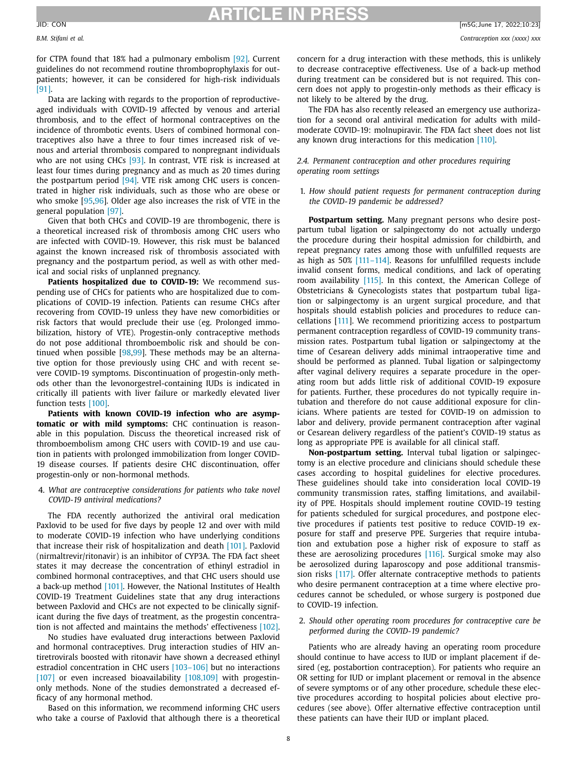for CTPA found that 18% had a pulmonary embolism [92]. Current guidelines do not recommend routine thromboprophylaxis for outpatients; however, it can be considered for high-risk individuals [91].

Data are lacking with regards to the proportion of reproductive-aged individuals with COVID-19 affected by venous and arterial thrombosis, and to the effect of hormonal contraceptives on the incidence of thrombotic events. Users of combined hormonal contraceptives also have a three to four times increased risk of venous and arterial thrombosis compared to nonpregnant individuals who are not using CHCs [93]. In contrast, VTE risk is increased at least four times during pregnancy and as much as 20 times during the postpartum period [94]. VTE risk among CHC users is concentrated in higher risk individuals, such as those who are obese or who smoke [95,96]. Older age also increases the risk of VTE in the general population [97].

Given that both CHCs and COVID-19 are thrombogenic, there is a theoretical increased risk of thrombosis among CHC users who are infected with COVID-19. However, this risk must be balanced against the known increased risk of thrombosis associated with pregnancy and the postpartum period, as well as with other medical and social risks of unplanned pregnancy.

**Patients hospitalized due to COVID-19:** We recommend suspending use of CHCs for patients who are hospitalized due to complications of COVID-19 infection. Patients can resume CHCs after recovering from COVID-19 unless they have new comorbidities or risk factors that would preclude their use (eg. Prolonged immobilization, history of VTE). Progestin-only contraceptive methods do not pose additional thromboembolic risk and should be continued when possible [98,99]. These methods may be an alternative option for those previously using CHC and with recent severe COVID-19 symptoms. Discontinuation of progestin-only methods other than the levonorgestrel-containing IUDs is indicated in critically ill patients with liver failure or markedly elevated liver function tests [100].

**Patients with known COVID-19 infection who are asymptomatic or with mild symptoms:** CHC continuation is reasonable in this population. Discuss the theoretical increased risk of thromboembolism among CHC users with COVID-19 and use caution in patients with prolonged immobilization from longer COVID-19 disease courses. If patients desire CHC discontinuation, offer progestin-only or non-hormonal methods.

4. *What are contraceptive considerations for patients who take novel COVID-19 antiviral medications?*

The FDA recently authorized the antiviral oral medication Paxlovid to be used for five days by people 12 and over with mild to moderate COVID-19 infection who have underlying conditions that increase their risk of hospitalization and death [101]. Paxlovid (nirmaltrevir/ritonavir) is an inhibitor of CYP3A. The FDA fact sheet states it may decrease the concentration of ethinyl estradiol in combined hormonal contraceptives, and that CHC users should use a back-up method [101]. However, the National Institutes of Health COVID-19 Treatment Guidelines state that any drug interactions between Paxlovid and CHCs are not expected to be clinically significant during the five days of treatment, as the progestin concentration is not affected and maintains the methods' effectiveness [102].

No studies have evaluated drug interactions between Paxlovid and hormonal contraceptives. Drug interaction studies of HIV antiretrovirals boosted with ritonavir have shown a decreased ethinyl estradiol concentration in CHC users [103–106] but no interactions [107] or even increased bioavailability [108,109] with progestin-only methods. None of the studies demonstrated a decreased efficacy of any hormonal method.

Based on this information, we recommend informing CHC users who take a course of Paxlovid that although there is a theoretical concern for a drug interaction with these methods, this is unlikely to decrease contraceptive effectiveness. Use of a back-up method during treatment can be considered but is not required. This concern does not apply to progestin-only methods as their efficacy is not likely to be altered by the drug.

The FDA has also recently released an emergency use authorization for a second oral antiviral medication for adults with mild-moderate COVID-19: molnupiravir. The FDA fact sheet does not list any known drug interactions for this medication [110].

### 2.4. Permanent contraception and other procedures requiring operating room settings

1. *How should patient requests for permanent contraception during the COVID-19 pandemic be addressed?*

**Postpartum setting.** Many pregnant persons who desire postpartum tubal ligation or salpingectomy do not actually undergo the procedure during their hospital admission for childbirth, and repeat pregnancy rates among those with unfulfilled requests are as high as 50% [111–114]. Reasons for unfulfilled requests include invalid consent forms, medical conditions, and lack of operating room availability [115]. In this context, the American College of Obstetricians & Gynecologists states that postpartum tubal ligation or salpingectomy is an urgent surgical procedure, and that hospitals should establish policies and procedures to reduce cancellations [111]. We recommend prioritizing access to postpartum permanent contraception regardless of COVID-19 community transmission rates. Postpartum tubal ligation or salpingectomy at the time of Cesarean delivery adds minimal intraoperative time and should be performed as planned. Tubal ligation or salpingectomy after vaginal delivery requires a separate procedure in the operating room but adds little risk of additional COVID-19 exposure for patients. Further, these procedures do not typically require intubation and therefore do not cause additional exposure for clinicians. Where patients are tested for COVID-19 on admission to labor and delivery, provide permanent contraception after vaginal or Cesarean delivery regardless of the patient's COVID-19 status as long as appropriate PPE is available for all clinical staff.

**Non-postpartum setting.** Interval tubal ligation or salpingectomy is an elective procedure and clinicians should schedule these cases according to hospital guidelines for elective procedures. These guidelines should take into consideration local COVID-19 community transmission rates, staffing limitations, and availability of PPE. Hospitals should implement routine COVID-19 testing for patients scheduled for surgical procedures, and postpone elective procedures if patients test positive to reduce COVID-19 exposure for staff and preserve PPE. Surgeries that require intubation and extubation pose a higher risk of exposure to staff as these are aerosolizing procedures [116]. Surgical smoke may also be aerosolized during laparoscopy and pose additional transmission risks [117]. Offer alternate contraceptive methods to patients who desire permanent contraception at a time where elective procedures cannot be scheduled, or whose surgery is postponed due to COVID-19 infection.

2. *Should other operating room procedures for contraceptive care be performed during the COVID-19 pandemic?*

Patients who are already having an operating room procedure should continue to have access to IUD or implant placement if desired (eg, postabortion contraception). For patients who require an OR setting for IUD or implant placement or removal in the absence of severe symptoms or of any other procedure, schedule these elective procedures according to hospital policies about elective procedures (see above). Offer alternative effective contraception until these patients can have their IUD or implant placed.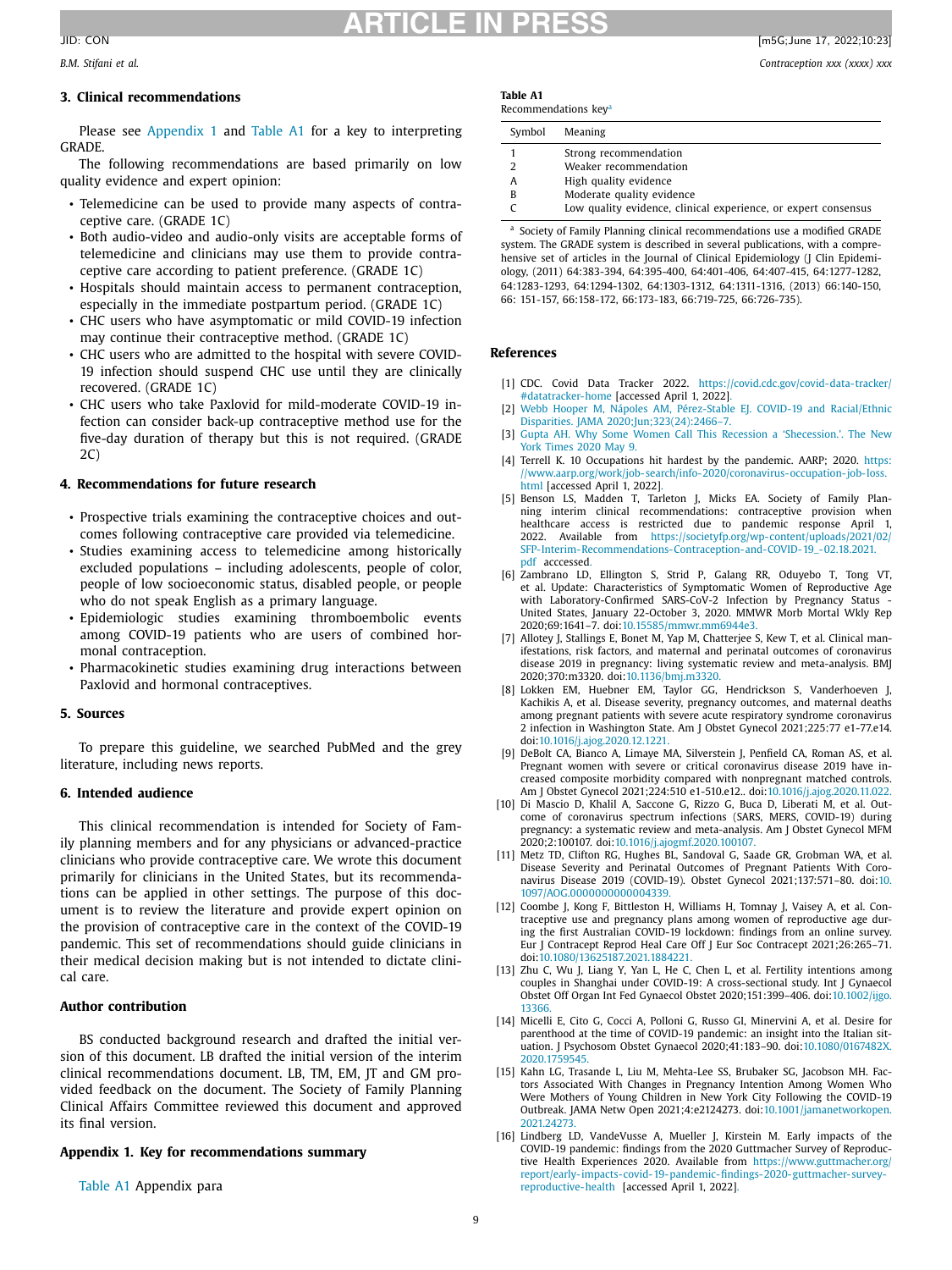## 3. Clinical recommendations

Please see Appendix 1 and Table A1 for a key to interpreting GRADE.

The following recommendations are based primarily on low quality evidence and expert opinion:

- Telemedicine can be used to provide many aspects of contraceptive care. (GRADE 1C)
- Both audio-video and audio-only visits are acceptable forms of telemedicine and clinicians may use them to provide contraceptive care according to patient preference. (GRADE 1C)
- Hospitals should maintain access to permanent contraception, especially in the immediate postpartum period. (GRADE 1C)
- CHC users who have asymptomatic or mild COVID-19 infection may continue their contraceptive method. (GRADE 1C)
- CHC users who are admitted to the hospital with severe COVID-19 infection should suspend CHC use until they are clinically recovered. (GRADE 1C)
- CHC users who take Paxlovid for mild-moderate COVID-19 infection can consider back-up contraceptive method use for the five-day duration of therapy but this is not required. (GRADE 2C)

## 4. Recommendations for future research

- Prospective trials examining the contraceptive choices and outcomes following contraceptive care provided via telemedicine.
- Studies examining access to telemedicine among historically excluded populations – including adolescents, people of color, people of low socioeconomic status, disabled people, or people who do not speak English as a primary language.
- Epidemiologic studies examining thromboembolic events among COVID-19 patients who are users of combined hormonal contraception.
- Pharmacokinetic studies examining drug interactions between Paxlovid and hormonal contraceptives.

## 5. Sources

To prepare this guideline, we searched PubMed and the grey literature, including news reports.

## 6. Intended audience

This clinical recommendation is intended for Society of Family planning members and for any physicians or advanced-practice clinicians who provide contraceptive care. We wrote this document primarily for clinicians in the United States, but its recommendations can be applied in other settings. The purpose of this document is to review the literature and provide expert opinion on the provision of contraceptive care in the context of the COVID-19 pandemic. This set of recommendations should guide clinicians in their medical decision making but is not intended to dictate clinical care.

## Author contribution

BS conducted background research and drafted the initial version of this document. LB drafted the initial version of the interim clinical recommendations document. LB, TM, EM, JT and GM provided feedback on the document. The Society of Family Planning Clinical Affairs Committee reviewed this document and approved its final version.

## Appendix 1. Key for recommendations summary

Table A1 Appendix para

**Table A1**
Recommendations key[a]

| Symbol | Meaning |
|---|---|
| 1 | Strong recommendation |
| 2 | Weaker recommendation |
| A | High quality evidence |
| B | Moderate quality evidence |
| C | Low quality evidence, clinical experience, or expert consensus |

[a] Society of Family Planning clinical recommendations use a modified GRADE system. The GRADE system is described in several publications, with a comprehensive set of articles in the Journal of Clinical Epidemiology (J Clin Epidemiology, (2011) 64:383-394, 64:395-400, 64:401-406, 64:407-415, 64:1277-1282, 64:1283-1293, 64:1294-1302, 64:1303-1312, 64:1311-1316, (2013) 66:140-150, 66: 151-157, 66:158-172, 66:173-183, 66:719-725, 66:726-735).

## References

[1] CDC. Covid Data Tracker 2022. https://covid.cdc.gov/covid-data-tracker/#datatracker-home [accessed April 1, 2022].

[2] Webb Hooper M, Nápoles AM, Pérez-Stable EJ. COVID-19 and Racial/Ethnic Disparities. JAMA 2020;Jun;323(24):2466–7.

[3] Gupta AH. Why Some Women Call This Recession a 'Shecession.'. The New York Times 2020 May 9.

[4] Terrell K. 10 Occupations hit hardest by the pandemic. AARP; 2020. https://www.aarp.org/work/job-search/info-2020/coronavirus-occupation-job-loss.html [accessed April 1, 2022].

[5] Benson LS, Madden T, Tarleton J, Micks EA. Society of Family Planning interim clinical recommendations: contraceptive provision when healthcare access is restricted due to pandemic response April 1, 2022. Available from https://societyfp.org/wp-content/uploads/2021/02/SFP-Interim-Recommendations-Contraception-and-COVID-19_-02.18.2021.pdf acccessed.

[6] Zambrano LD, Ellington S, Strid P, Galang RR, Oduyebo T, Tong VT, et al. Update: Characteristics of Symptomatic Women of Reproductive Age with Laboratory-Confirmed SARS-CoV-2 Infection by Pregnancy Status - United States, January 22-October 3, 2020. MMWR Morb Mortal Wkly Rep 2020;69:1641–7. doi:10.15585/mmwr.mm6944e3.

[7] Allotey J, Stallings E, Bonet M, Yap M, Chatterjee S, Kew T, et al. Clinical manifestations, risk factors, and maternal and perinatal outcomes of coronavirus disease 2019 in pregnancy: living systematic review and meta-analysis. BMJ 2020;370:m3320. doi:10.1136/bmj.m3320.

[8] Lokken EM, Huebner EM, Taylor GG, Hendrickson S, Vanderhoeven J, Kachikis A, et al. Disease severity, pregnancy outcomes, and maternal deaths among pregnant patients with severe acute respiratory syndrome coronavirus 2 infection in Washington State. Am J Obstet Gynecol 2021;225:77 e1-77.e14. doi:10.1016/j.ajog.2020.12.1221.

[9] DeBolt CA, Bianco A, Limaye MA, Silverstein J, Penfield CA, Roman AS, et al. Pregnant women with severe or critical coronavirus disease 2019 have increased composite morbidity compared with nonpregnant matched controls. Am J Obstet Gynecol 2021;224:510 e1-510.e12.. doi:10.1016/j.ajog.2020.11.022.

[10] Di Mascio D, Khalil A, Saccone G, Rizzo G, Buca D, Liberati M, et al. Outcome of coronavirus spectrum infections (SARS, MERS, COVID-19) during pregnancy: a systematic review and meta-analysis. Am J Obstet Gynecol MFM 2020;2:100107. doi:10.1016/j.ajogmf.2020.100107.

[11] Metz TD, Clifton RG, Hughes BL, Sandoval G, Saade GR, Grobman WA, et al. Disease Severity and Perinatal Outcomes of Pregnant Patients With Coronavirus Disease 2019 (COVID-19). Obstet Gynecol 2021;137:571–80. doi:10.1097/AOG.0000000000004339.

[12] Coombe J, Kong F, Bittleston H, Williams H, Tomnay J, Vaisey A, et al. Contraceptive use and pregnancy plans among women of reproductive age during the first Australian COVID-19 lockdown: findings from an online survey. Eur J Contracept Reprod Heal Care Off J Eur Soc Contracept 2021;26:265–71. doi:10.1080/13625187.2021.1884221.

[13] Zhu C, Wu J, Liang Y, Yan L, He C, Chen L, et al. Fertility intentions among couples in Shanghai under COVID-19: A cross-sectional study. Int J Gynaecol Obstet Off Organ Int Fed Gynaecol Obstet 2020;151:399–406. doi:10.1002/ijgo.13366.

[14] Micelli E, Cito G, Cocci A, Polloni G, Russo GI, Minervini A, et al. Desire for parenthood at the time of COVID-19 pandemic: an insight into the Italian situation. J Psychosom Obstet Gynaecol 2020;41:183–90. doi:10.1080/0167482X.2020.1759545.

[15] Kahn LG, Trasande L, Liu M, Mehta-Lee SS, Brubaker SG, Jacobson MH. Factors Associated With Changes in Pregnancy Intention Among Women Who Were Mothers of Young Children in New York City Following the COVID-19 Outbreak. JAMA Netw Open 2021;4:e2124273. doi:10.1001/jamanetworkopen.2021.24273.

[16] Lindberg LD, VandeVusse A, Mueller J, Kirstein M. Early impacts of the COVID-19 pandemic: findings from the 2020 Guttmacher Survey of Reproductive Health Experiences 2020. Available from https://www.guttmacher.org/report/early-impacts-covid-19-pandemic-findings-2020-guttmacher-survey-reproductive-health [accessed April 1, 2022].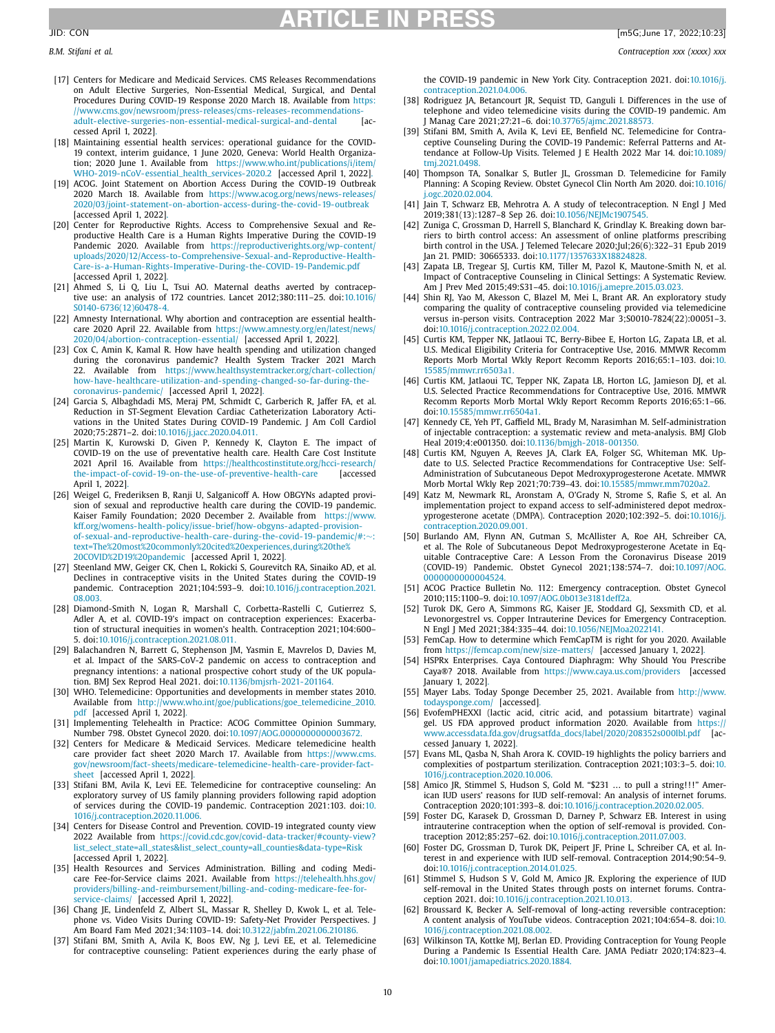[17] Centers for Medicare and Medicaid Services. CMS Releases Recommendations on Adult Elective Surgeries, Non-Essential Medical, Surgical, and Dental Procedures During COVID-19 Response 2020 March 18. Available from https://www.cms.gov/newsroom/press-releases/cms-releases-recommendations-adult-elective-surgeries-non-essential-medical-surgical-and-dental [accessed April 1, 2022].

[18] Maintaining essential health services: operational guidance for the COVID-19 context, interim guidance, 1 June 2020, Geneva: World Health Organization; 2020 June 1. Available from https://www.who.int/publications/i/item/WHO-2019-nCoV-essential_health_services-2020.2 [accessed April 1, 2022].

[19] ACOG. Joint Statement on Abortion Access During the COVID-19 Outbreak 2020 March 18. Available from https://www.acog.org/news/news-releases/2020/03/joint-statement-on-abortion-access-during-the-covid-19-outbreak [accessed April 1, 2022].

[20] Center for Reproductive Rights. Access to Comprehensive Sexual and Reproductive Health Care is a Human Rights Imperative During the COVID-19 Pandemic 2020. Available from https://reproductiverights.org/wp-content/uploads/2020/12/Access-to-Comprehensive-Sexual-and-Reproductive-Health-Care-is-a-Human-Rights-Imperative-During-the-COVID-19-Pandemic.pdf [accessed April 1, 2022].

[21] Ahmed S, Li Q, Liu L, Tsui AO. Maternal deaths averted by contraceptive use: an analysis of 172 countries. Lancet 2012;380:111–25. doi:10.1016/S0140-6736(12)60478-4.

[22] Amnesty International. Why abortion and contraception are essential healthcare 2020 April 22. Available from https://www.amnesty.org/en/latest/news/2020/04/abortion-contraception-essential/ [accessed April 1, 2022].

[23] Cox C, Amin K, Kamal R. How have health spending and utilization changed during the coronavirus pandemic? Health System Tracker 2021 March 22. Available from https://www.healthsystemtracker.org/chart-collection/how-have-healthcare-utilization-and-spending-changed-so-far-during-the-coronavirus-pandemic/ [accessed April 1, 2022].

[24] Garcia S, Albaghdadi MS, Meraj PM, Schmidt C, Garberich R, Jaffer FA, et al. Reduction in ST-Segment Elevation Cardiac Catheterization Laboratory Activations in the United States During COVID-19 Pandemic. J Am Coll Cardiol 2020;75:2871–2. doi:10.1016/j.jacc.2020.04.011.

[25] Martin K, Kurowski D, Given P, Kennedy K, Clayton E. The impact of COVID-19 on the use of preventative health care. Health Care Cost Institute 2021 April 16. Available from https://healthcostinstitute.org/hcci-research/the-impact-of-covid-19-on-the-use-of-preventive-health-care [accessed April 1, 2022].

[26] Weigel G, Frederiksen B, Ranji U, Salganicoff A. How OBGYNs adapted provision of sexual and reproductive health care during the COVID-19 pandemic. Kaiser Family Foundation; 2020 December 2. Available from https://www.kff.org/womens-health-policy/issue-brief/how-obgyns-adapted-provision-of-sexual-and-reproductive-health-care-during-the-covid-19-pandemic/#:~:text=The%20most%20commonly%20cited%20experiences,during%20the%20COVID%2D19%20pandemic [accessed April 1, 2022].

[27] Steenland MW, Geiger CK, Chen L, Rokicki S, Gourevitch RA, Sinaiko AD, et al. Declines in contraceptive visits in the United States during the COVID-19 pandemic. Contraception 2021;104:593–9. doi:10.1016/j.contraception.2021.08.003.

[28] Diamond-Smith N, Logan R, Marshall C, Corbetta-Rastelli C, Gutierrez S, Adler A, et al. COVID-19's impact on contraception experiences: Exacerbation of structural inequities in women's health. Contraception 2021;104:600–5. doi:10.1016/j.contraception.2021.08.011.

[29] Balachandren N, Barrett G, Stephenson JM, Yasmin E, Mavrelos D, Davies M, et al. Impact of the SARS-CoV-2 pandemic on access to contraception and pregnancy intentions: a national prospective cohort study of the UK population. BMJ Sex Reprod Heal 2021. doi:10.1136/bmjsrh-2021-201164.

[30] WHO. Telemedicine: Opportunities and developments in member states 2010. Available from http://www.who.int/goe/publications/goe_telemedicine_2010.pdf [accessed April 1, 2022].

[31] Implementing Telehealth in Practice: ACOG Committee Opinion Summary, Number 798. Obstet Gynecol 2020. doi:10.1097/AOG.0000000000003672.

[32] Centers for Medicare & Medicaid Services. Medicare telemedicine health care provider fact sheet 2020 March 17. Available from https://www.cms.gov/newsroom/fact-sheets/medicare-telemedicine-health-care-provider-fact-sheet [accessed April 1, 2022].

[33] Stifani BM, Avila K, Levi EE. Telemedicine for contraceptive counseling: An exploratory survey of US family planning providers following rapid adoption of services during the COVID-19 pandemic. Contraception 2021:103. doi:10.1016/j.contraception.2020.11.006.

[34] Centers for Disease Control and Prevention. COVID-19 integrated county view 2022 Available from https://covid.cdc.gov/covid-data-tracker/#county-view?list_select_state=all_states&list_select_county=all_counties&data-type=Risk [accessed April 1, 2022].

[35] Health Resources and Services Administration. Billing and coding Medicare Fee-for-Service claims 2021. Available from https://telehealth.hhs.gov/providers/billing-and-reimbursement/billing-and-coding-medicare-fee-for-service-claims/ [accessed April 1, 2022].

[36] Chang JE, Lindenfeld Z, Albert SL, Massar R, Shelley D, Kwok L, et al. Telephone vs. Video Visits During COVID-19: Safety-Net Provider Perspectives. J Am Board Fam Med 2021;34:1103–14. doi:10.3122/jabfm.2021.06.210186.

[37] Stifani BM, Smith A, Avila K, Boos EW, Ng J, Levi EE, et al. Telemedicine for contraceptive counseling: Patient experiences during the early phase of the COVID-19 pandemic in New York City. Contraception 2021. doi:10.1016/j.contraception.2021.04.006.

[38] Rodriguez JA, Betancourt JR, Sequist TD, Ganguli I. Differences in the use of telephone and video telemedicine visits during the COVID-19 pandemic. Am J Manag Care 2021;27:21–6. doi:10.37765/ajmc.2021.88573.

[39] Stifani BM, Smith A, Avila K, Levi EE, Benfield NC. Telemedicine for Contraceptive Counseling During the COVID-19 Pandemic: Referral Patterns and Attendance at Follow-Up Visits. Telemed J E Health 2022 Mar 14. doi:10.1089/tmj.2021.0498.

[40] Thompson TA, Sonalkar S, Butler JL, Grossman D. Telemedicine for Family Planning: A Scoping Review. Obstet Gynecol Clin North Am 2020. doi:10.1016/j.ogc.2020.02.004.

[41] Jain T, Schwarz EB, Mehrotra A. A study of telecontraception. N Engl J Med 2019;381(13):1287–8 Sep 26. doi:10.1056/NEJMc1907545.

[42] Zuniga C, Grossman D, Harrell S, Blanchard K, Grindlay K. Breaking down barriers to birth control access: An assessment of online platforms prescribing birth control in the USA. J Telemed Telecare 2020;Jul;26(6):322–31 Epub 2019 Jan 21. PMID: 30665333. doi:10.1177/1357633X18824828.

[43] Zapata LB, Tregear SJ, Curtis KM, Tiller M, Pazol K, Mautone-Smith N, et al. Impact of Contraceptive Counseling in Clinical Settings: A Systematic Review. Am J Prev Med 2015;49:S31–45. doi:10.1016/j.amepre.2015.03.023.

[44] Shin RJ, Yao M, Akesson C, Blazel M, Mei L, Brant AR. An exploratory study comparing the quality of contraceptive counseling provided via telemedicine versus in-person visits. Contraception 2022 Mar 3;S0010-7824(22):00051–3. doi:10.1016/j.contraception.2022.02.004.

[45] Curtis KM, Tepper NK, Jatlaoui TC, Berry-Bibee E, Horton LG, Zapata LB, et al. U.S. Medical Eligibility Criteria for Contraceptive Use, 2016. MMWR Recomm Reports Morb Mortal Wkly Report Recomm Reports 2016;65:1–103. doi:10.15585/mmwr.rr6503a1.

[46] Curtis KM, Jatlaoui TC, Tepper NK, Zapata LB, Horton LG, Jamieson DJ, et al. U.S. Selected Practice Recommendations for Contraceptive Use, 2016. MMWR Recomm Reports Morb Mortal Wkly Report Recomm Reports 2016;65:1–66. doi:10.15585/mmwr.rr6504a1.

[47] Kennedy CE, Yeh PT, Gaffield ML, Brady M, Narasimhan M. Self-administration of injectable contraception: a systematic review and meta-analysis. BMJ Glob Heal 2019;4:e001350. doi:10.1136/bmjgh-2018-001350.

[48] Curtis KM, Nguyen A, Reeves JA, Clark EA, Folger SG, Whiteman MK. Update to U.S. Selected Practice Recommendations for Contraceptive Use: Self-Administration of Subcutaneous Depot Medroxyprogesterone Acetate. MMWR Morb Mortal Wkly Rep 2021;70:739–43. doi:10.15585/mmwr.mm7020a2.

[49] Katz M, Newmark RL, Aronstam A, O'Grady N, Strome S, Rafie S, et al. An implementation project to expand access to self-administered depot medroxyprogesterone acetate (DMPA). Contraception 2020;102:392–5. doi:10.1016/j.contraception.2020.09.001.

[50] Burlando AM, Flynn AN, Gutman S, McAllister A, Roe AH, Schreiber CA, et al. The Role of Subcutaneous Depot Medroxyprogesterone Acetate in Equitable Contraceptive Care: A Lesson From the Coronavirus Disease 2019 (COVID-19) Pandemic. Obstet Gynecol 2021;138:574–7. doi:10.1097/AOG.0000000000004524.

[51] ACOG Practice Bulletin No. 112: Emergency contraception. Obstet Gynecol 2010;115:1100–9. doi:10.1097/AOG.0b013e3181deff2a.

[52] Turok DK, Gero A, Simmons RG, Kaiser JE, Stoddard GJ, Sexsmith CD, et al. Levonorgestrel vs. Copper Intrauterine Devices for Emergency Contraception. N Engl J Med 2021;384:335–44. doi:10.1056/NEJMoa2022141.

[53] FemCap. How to determine which FemCapTM is right for you 2020. Available from https://femcap.com/new/size-matters/ [accessed January 1, 2022].

[54] HSPRx Enterprises. Caya Contoured Diaphragm: Why Should You Prescribe Caya®? 2018. Available from https://www.caya.us.com/providers [accessed January 1, 2022].

[55] Mayer Labs. Today Sponge December 25, 2021. Available from http://www.todaysponge.com/ [accessed].

[56] EvofemPHEXXI (lactic acid, citric acid, and potassium bitartrate) vaginal gel. US FDA approved product information 2020. Available from https://www.accessdata.fda.gov/drugsatfda_docs/label/2020/208352s000lbl.pdf [accessed January 1, 2022].

[57] Evans ML, Qasba N, Shah Arora K. COVID-19 highlights the policy barriers and complexities of postpartum sterilization. Contraception 2021;103:3–5. doi:10.1016/j.contraception.2020.10.006.

[58] Amico JR, Stimmel S, Hudson S, Gold M. "$231 … to pull a string!!!" American IUD users' reasons for IUD self-removal: An analysis of internet forums. Contraception 2020;101:393–8. doi:10.1016/j.contraception.2020.02.005.

[59] Foster DG, Karasek D, Grossman D, Darney P, Schwarz EB. Interest in using intrauterine contraception when the option of self-removal is provided. Contraception 2012;85:257–62. doi:10.1016/j.contraception.2011.07.003.

[60] Foster DG, Grossman D, Turok DK, Peipert JF, Prine L, Schreiber CA, et al. Interest in and experience with IUD self-removal. Contraception 2014;90:54–9. doi:10.1016/j.contraception.2014.01.025.

[61] Stimmel S, Hudson S V, Gold M, Amico JR. Exploring the experience of IUD self-removal in the United States through posts on internet forums. Contraception 2021. doi:10.1016/j.contraception.2021.10.013.

[62] Broussard K, Becker A. Self-removal of long-acting reversible contraception: A content analysis of YouTube videos. Contraception 2021;104:654–8. doi:10.1016/j.contraception.2021.08.002.

[63] Wilkinson TA, Kottke MJ, Berlan ED. Providing Contraception for Young People During a Pandemic Is Essential Health Care. JAMA Pediatr 2020;174:823–4. doi:10.1001/jamapediatrics.2020.1884.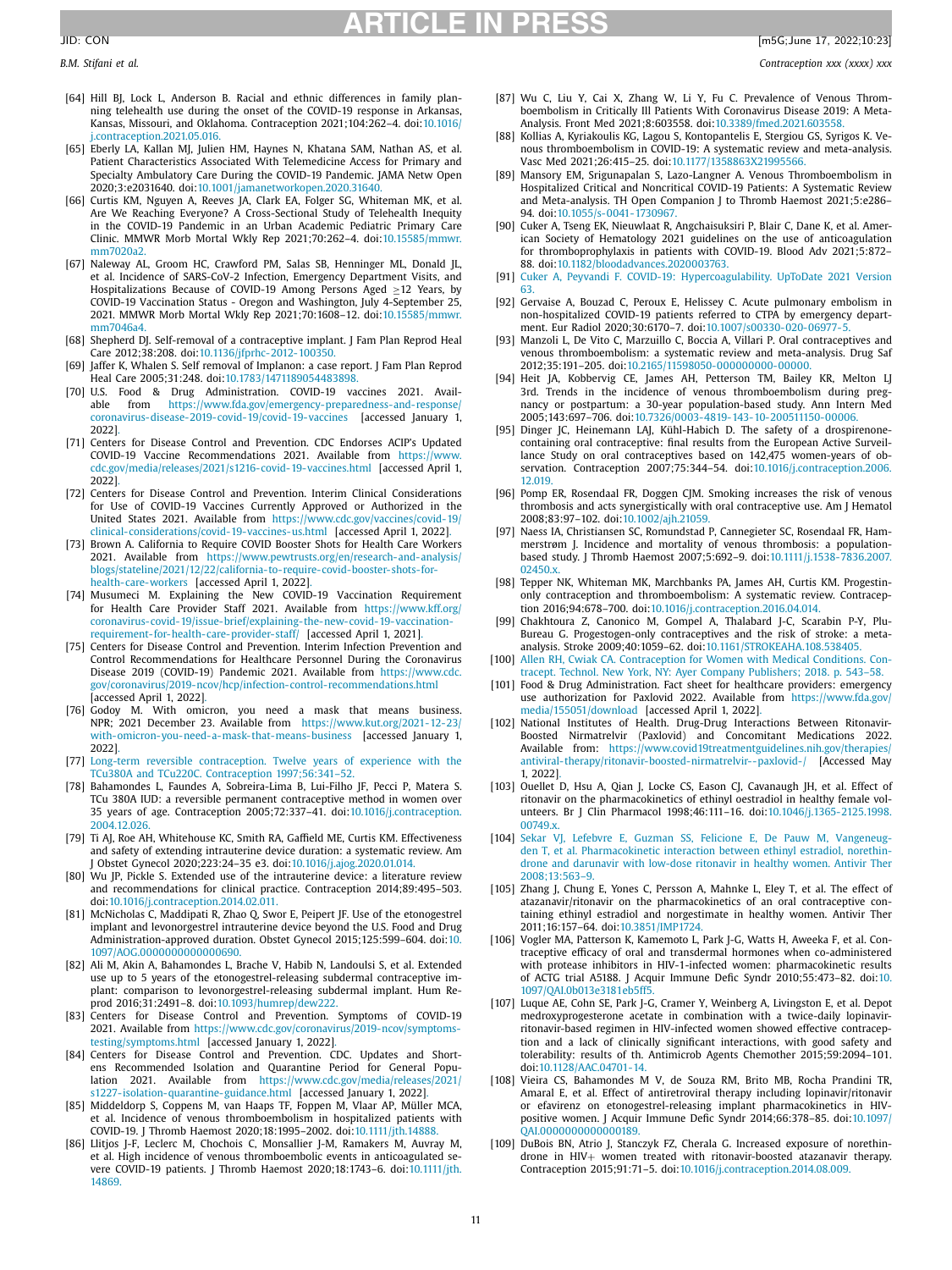[64] Hill BJ, Lock L, Anderson B. Racial and ethnic differences in family planning telehealth use during the onset of the COVID-19 response in Arkansas, Kansas, Missouri, and Oklahoma. Contraception 2021;104:262–4. doi:10.1016/j.contraception.2021.05.016.

[65] Eberly LA, Kallan MJ, Julien HM, Haynes N, Khatana SAM, Nathan AS, et al. Patient Characteristics Associated With Telemedicine Access for Primary and Specialty Ambulatory Care During the COVID-19 Pandemic. JAMA Netw Open 2020;3:e2031640. doi:10.1001/jamanetworkopen.2020.31640.

[66] Curtis KM, Nguyen A, Reeves JA, Clark EA, Folger SG, Whiteman MK, et al. Are We Reaching Everyone? A Cross-Sectional Study of Telehealth Inequity in the COVID-19 Pandemic in an Urban Academic Pediatric Primary Care Clinic. MMWR Morb Mortal Wkly Rep 2021;70:262–4. doi:10.15585/mmwr.mm7020a2.

[67] Naleway AL, Groom HC, Crawford PM, Salas SB, Henninger ML, Donald JL, et al. Incidence of SARS-CoV-2 Infection, Emergency Department Visits, and Hospitalizations Because of COVID-19 Among Persons Aged ≥12 Years, by COVID-19 Vaccination Status - Oregon and Washington, July 4-September 25, 2021. MMWR Morb Mortal Wkly Rep 2021;70:1608–12. doi:10.15585/mmwr.mm7046a4.

[68] Shepherd DJ. Self-removal of a contraceptive implant. J Fam Plan Reprod Heal Care 2012;38:208. doi:10.1136/jfprhc-2012-100350.

[69] Jaffer K, Whalen S. Self removal of Implanon: a case report. J Fam Plan Reprod Heal Care 2005;31:248. doi:10.1783/1471189054483898.

[70] U.S. Food & Drug Administration. COVID-19 vaccines 2021. Available from https://www.fda.gov/emergency-preparedness-and-response/coronavirus-disease-2019-covid-19/covid-19-vaccines [accessed January 1, 2022].

[71] Centers for Disease Control and Prevention. CDC Endorses ACIP's Updated COVID-19 Vaccine Recommendations 2021. Available from https://www.cdc.gov/media/releases/2021/s1216-covid-19-vaccines.html [accessed April 1, 2022].

[72] Centers for Disease Control and Prevention. Interim Clinical Considerations for Use of COVID-19 Vaccines Currently Approved or Authorized in the United States 2021. Available from https://www.cdc.gov/vaccines/covid-19/clinical-considerations/covid-19-vaccines-us.html [accessed April 1, 2022].

[73] Brown A. California to Require COVID Booster Shots for Health Care Workers 2021. Available from https://www.pewtrusts.org/en/research-and-analysis/blogs/stateline/2021/12/22/california-to-require-covid-booster-shots-for-health-care-workers [accessed April 1, 2022].

[74] Musumeci M. Explaining the New COVID-19 Vaccination Requirement for Health Care Provider Staff 2021. Available from https://www.kff.org/coronavirus-covid-19/issue-brief/explaining-the-new-covid-19-vaccination-requirement-for-health-care-provider-staff/ [accessed April 1, 2021].

[75] Centers for Disease Control and Prevention. Interim Infection Prevention and Control Recommendations for Healthcare Personnel During the Coronavirus Disease 2019 (COVID-19) Pandemic 2021. Available from https://www.cdc.gov/coronavirus/2019-ncov/hcp/infection-control-recommendations.html [accessed April 1, 2022].

[76] Godoy M. With omicron, you need a mask that means business. NPR; 2021 December 23. Available from https://www.kut.org/2021-12-23/with-omicron-you-need-a-mask-that-means-business [accessed January 1, 2022].

[77] Long-term reversible contraception. Twelve years of experience with the TCu380A and TCu220C. Contraception 1997;56:341–52.

[78] Bahamondes L, Faundes A, Sobreira-Lima B, Lui-Filho JF, Pecci P, Matera S. TCu 380A IUD: a reversible permanent contraceptive method in women over 35 years of age. Contraception 2005;72:337–41. doi:10.1016/j.contraception.2004.12.026.

[79] Ti AJ, Roe AH, Whitehouse KC, Smith RA, Gaffield ME, Curtis KM. Effectiveness and safety of extending intrauterine device duration: a systematic review. Am J Obstet Gynecol 2020;223:24–35 e3. doi:10.1016/j.ajog.2020.01.014.

[80] Wu JP, Pickle S. Extended use of the intrauterine device: a literature review and recommendations for clinical practice. Contraception 2014;89:495–503. doi:10.1016/j.contraception.2014.02.011.

[81] McNicholas C, Maddipati R, Zhao Q, Swor E, Peipert JF. Use of the etonogestrel implant and levonorgestrel intrauterine device beyond the U.S. Food and Drug Administration-approved duration. Obstet Gynecol 2015;125:599–604. doi:10.1097/AOG.0000000000000690.

[82] Ali M, Akin A, Bahamondes L, Brache V, Habib N, Landoulsi S, et al. Extended use up to 5 years of the etonogestrel-releasing subdermal contraceptive implant: comparison to levonorgestrel-releasing subdermal implant. Hum Reprod 2016;31:2491–8. doi:10.1093/humrep/dew222.

[83] Centers for Disease Control and Prevention. Symptoms of COVID-19 2021. Available from https://www.cdc.gov/coronavirus/2019-ncov/symptoms-testing/symptoms.html [accessed January 1, 2022].

[84] Centers for Disease Control and Prevention. CDC. Updates and Shortens Recommended Isolation and Quarantine Period for General Population 2021. Available from https://www.cdc.gov/media/releases/2021/s1227-isolation-quarantine-guidance.html [accessed January 1, 2022].

[85] Middeldorp S, Coppens M, van Haaps TF, Foppen M, Vlaar AP, Müller MCA, et al. Incidence of venous thromboembolism in hospitalized patients with COVID-19. J Thromb Haemost 2020;18:1995–2002. doi:10.1111/jth.14888.

[86] Llitjos J-F, Leclerc M, Chochois C, Monsallier J-M, Ramakers M, Auvray M, et al. High incidence of venous thromboembolic events in anticoagulated severe COVID-19 patients. J Thromb Haemost 2020;18:1743–6. doi:10.1111/jth.14869.

[87] Wu C, Liu Y, Cai X, Zhang W, Li Y, Fu C. Prevalence of Venous Thromboembolism in Critically Ill Patients With Coronavirus Disease 2019: A Meta-Analysis. Front Med 2021;8:603558. doi:10.3389/fmed.2021.603558.

[88] Kollias A, Kyriakoulis KG, Lagou S, Kontopantelis E, Stergiou GS, Syrigos K. Venous thromboembolism in COVID-19: A systematic review and meta-analysis. Vasc Med 2021;26:415–25. doi:10.1177/1358863X21995566.

[89] Mansory EM, Srigunapalan S, Lazo-Langner A. Venous Thromboembolism in Hospitalized Critical and Noncritical COVID-19 Patients: A Systematic Review and Meta-analysis. TH Open Companion J to Thromb Haemost 2021;5:e286–94. doi:10.1055/s-0041-1730967.

[90] Cuker A, Tseng EK, Nieuwlaat R, Angchaisuksiri P, Blair C, Dane K, et al. American Society of Hematology 2021 guidelines on the use of anticoagulation for thromboprophylaxis in patients with COVID-19. Blood Adv 2021;5:872–88. doi:10.1182/bloodadvances.2020003763.

[91] Cuker A, Peyvandi F. COVID-19: Hypercoagulability. UpToDate 2021 Version 63.

[92] Gervaise A, Bouzad C, Peroux E, Helissey C. Acute pulmonary embolism in non-hospitalized COVID-19 patients referred to CTPA by emergency department. Eur Radiol 2020;30:6170–7. doi:10.1007/s00330-020-06977-5.

[93] Manzoli L, De Vito C, Marzuillo C, Boccia A, Villari P. Oral contraceptives and venous thromboembolism: a systematic review and meta-analysis. Drug Saf 2012;35:191–205. doi:10.2165/11598050-000000000-00000.

[94] Heit JA, Kobbervig CE, James AH, Petterson TM, Bailey KR, Melton LJ 3rd. Trends in the incidence of venous thromboembolism during pregnancy or postpartum: a 30-year population-based study. Ann Intern Med 2005;143:697–706. doi:10.7326/0003-4819-143-10-200511150-00006.

[95] Dinger JC, Heinemann LAJ, Kühl-Habich D. The safety of a drospirenone-containing oral contraceptive: final results from the European Active Surveillance Study on oral contraceptives based on 142,475 women-years of observation. Contraception 2007;75:344–54. doi:10.1016/j.contraception.2006.12.019.

[96] Pomp ER, Rosendaal FR, Doggen CJM. Smoking increases the risk of venous thrombosis and acts synergistically with oral contraceptive use. Am J Hematol 2008;83:97–102. doi:10.1002/ajh.21059.

[97] Naess IA, Christiansen SC, Romundstad P, Cannegieter SC, Rosendaal FR, Hammerstrøm J. Incidence and mortality of venous thrombosis: a population-based study. J Thromb Haemost 2007;5:692–9. doi:10.1111/j.1538-7836.2007.02450.x.

[98] Tepper NK, Whiteman MK, Marchbanks PA, James AH, Curtis KM. Progestin-only contraception and thromboembolism: A systematic review. Contraception 2016;94:678–700. doi:10.1016/j.contraception.2016.04.014.

[99] Chakhtoura Z, Canonico M, Gompel A, Thalabard J-C, Scarabin P-Y, Plu-Bureau G. Progestogen-only contraceptives and the risk of stroke: a meta-analysis. Stroke 2009;40:1059–62. doi:10.1161/STROKEAHA.108.538405.

[100] Allen RH, Cwiak CA. Contraception for Women with Medical Conditions. Contracept. Technol. New York, NY: Ayer Company Publishers; 2018. p. 543–58.

[101] Food & Drug Administration. Fact sheet for healthcare providers: emergency use authorization for Paxlovid 2022. Available from https://www.fda.gov/media/155051/download [accessed April 1, 2022].

[102] National Institutes of Health. Drug-Drug Interactions Between Ritonavir-Boosted Nirmatrelvir (Paxlovid) and Concomitant Medications 2022. Available from: https://www.covid19treatmentguidelines.nih.gov/therapies/antiviral-therapy/ritonavir-boosted-nirmatrelvir--paxlovid-/ [Accessed May 1, 2022].

[103] Ouellet D, Hsu A, Qian J, Locke CS, Eason CJ, Cavanaugh JH, et al. Effect of ritonavir on the pharmacokinetics of ethinyl oestradiol in healthy female volunteers. Br J Clin Pharmacol 1998;46:111–16. doi:10.1046/j.1365-2125.1998.00749.x.

[104] Sekar VJ, Lefebvre E, Guzman SS, Felicione E, De Pauw M, Vangeneugden T, et al. Pharmacokinetic interaction between ethinyl estradiol, norethindrone and darunavir with low-dose ritonavir in healthy women. Antivir Ther 2008;13:563–9.

[105] Zhang J, Chung E, Yones C, Persson A, Mahnke L, Eley T, et al. The effect of atazanavir/ritonavir on the pharmacokinetics of an oral contraceptive containing ethinyl estradiol and norgestimate in healthy women. Antivir Ther 2011;16:157–64. doi:10.3851/IMP1724.

[106] Vogler MA, Patterson K, Kamemoto L, Park J-G, Watts H, Aweeka F, et al. Contraceptive efficacy of oral and transdermal hormones when co-administered with protease inhibitors in HIV-1-infected women: pharmacokinetic results of ACTG trial A5188. J Acquir Immune Defic Syndr 2010;55:473–82. doi:10.1097/QAI.0b013e3181eb5ff5.

[107] Luque AE, Cohn SE, Park J-G, Cramer Y, Weinberg A, Livingston E, et al. Depot medroxyprogesterone acetate in combination with a twice-daily lopinavir-ritonavir-based regimen in HIV-infected women showed effective contraception and a lack of clinically significant interactions, with good safety and tolerability: results of th. Antimicrob Agents Chemother 2015;59:2094–101. doi:10.1128/AAC.04701-14.

[108] Vieira CS, Bahamondes M V, de Souza RM, Brito MB, Rocha Prandini TR, Amaral E, et al. Effect of antiretroviral therapy including lopinavir/ritonavir or efavirenz on etonogestrel-releasing implant pharmacokinetics in HIV-positive women. J Acquir Immune Defic Syndr 2014;66:378–85. doi:10.1097/QAI.0000000000000189.

[109] DuBois BN, Atrio J, Stanczyk FZ, Cherala G. Increased exposure of norethindrone in HIV+ women treated with ritonavir-boosted atazanavir therapy. Contraception 2015;91:71–5. doi:10.1016/j.contraception.2014.08.009.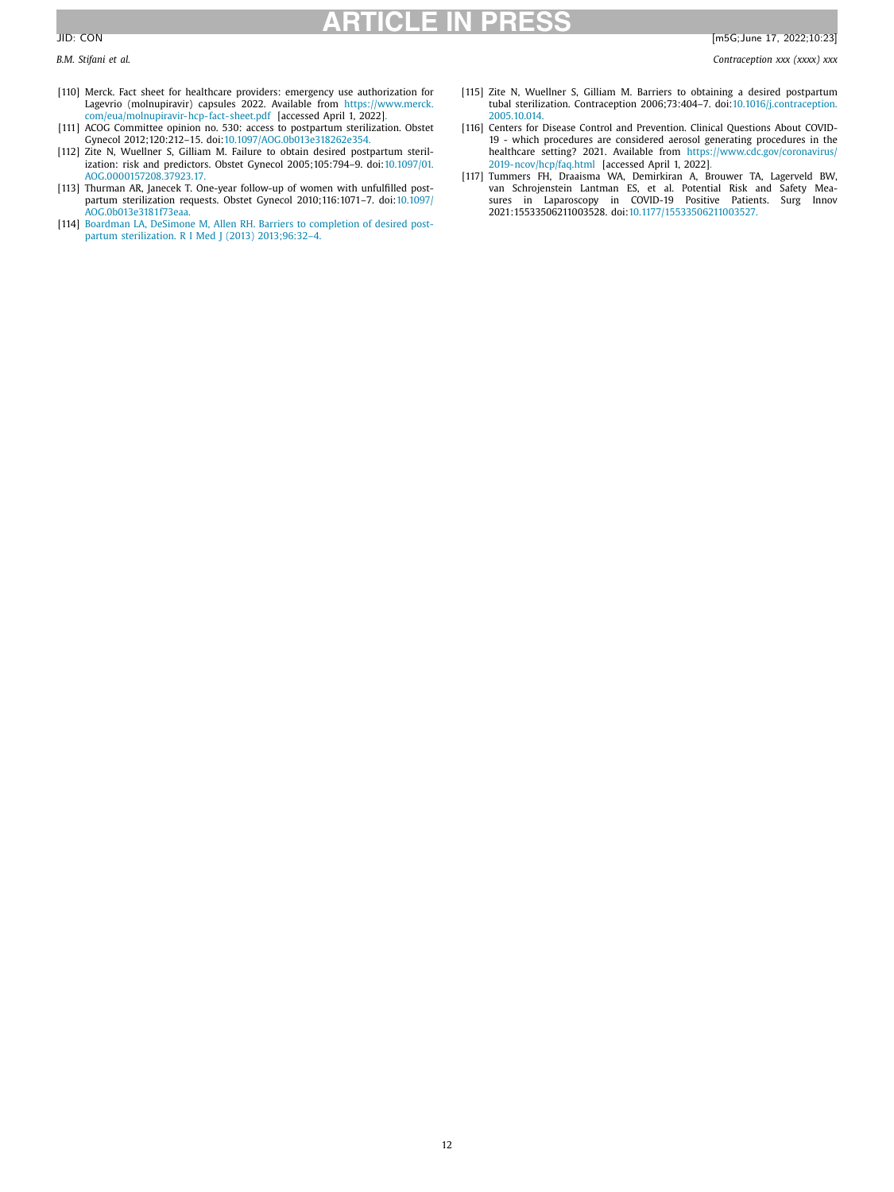[110] Merck. Fact sheet for healthcare providers: emergency use authorization for Lagevrio (molnupiravir) capsules 2022. Available from https://www.merck.com/eua/molnupiravir-hcp-fact-sheet.pdf [accessed April 1, 2022].

[111] ACOG Committee opinion no. 530: access to postpartum sterilization. Obstet Gynecol 2012;120:212–15. doi:10.1097/AOG.0b013e318262e354.

[112] Zite N, Wuellner S, Gilliam M. Failure to obtain desired postpartum sterilization: risk and predictors. Obstet Gynecol 2005;105:794–9. doi:10.1097/01.AOG.0000157208.37923.17.

[113] Thurman AR, Janecek T. One-year follow-up of women with unfulfilled postpartum sterilization requests. Obstet Gynecol 2010;116:1071–7. doi:10.1097/AOG.0b013e3181f73eaa.

[114] Boardman LA, DeSimone M, Allen RH. Barriers to completion of desired postpartum sterilization. R I Med J (2013) 2013;96:32–4.

[115] Zite N, Wuellner S, Gilliam M. Barriers to obtaining a desired postpartum tubal sterilization. Contraception 2006;73:404–7. doi:10.1016/j.contraception.2005.10.014.

[116] Centers for Disease Control and Prevention. Clinical Questions About COVID-19 - which procedures are considered aerosol generating procedures in the healthcare setting? 2021. Available from https://www.cdc.gov/coronavirus/2019-ncov/hcp/faq.html [accessed April 1, 2022].

[117] Tummers FH, Draaisma WA, Demirkiran A, Brouwer TA, Lagerveld BW, van Schrojenstein Lantman ES, et al. Potential Risk and Safety Measures in Laparoscopy in COVID-19 Positive Patients. Surg Innov 2021:15533506211003528. doi:10.1177/15533506211003527.